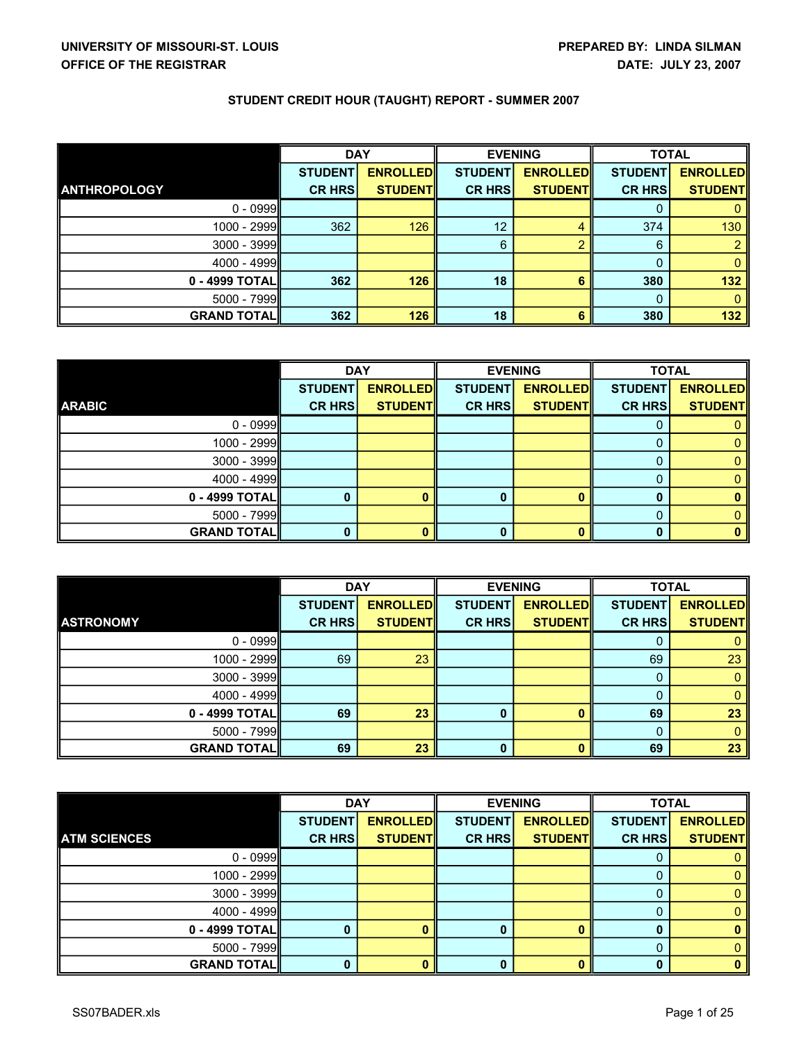UNIVERSITY OF MISSOURI-ST. LOUIS
OFFICE OF THE REGISTRAR

PREPARED BY: LINDA SILMAN
DATE: JULY 23, 2007

## STUDENT CREDIT HOUR (TAUGHT) REPORT - SUMMER 2007

| ANTHROPOLOGY | DAY | | EVENING | | TOTAL | |
|---|---|---|---|---|---|---|
| | STUDENT CR HRS | ENROLLED STUDENT | STUDENT CR HRS | ENROLLED STUDENT | STUDENT CR HRS | ENROLLED STUDENT |
| 0 - 0999 | | | | | 0 | 0 |
| 1000 - 2999 | 362 | 126 | 12 | 4 | 374 | 130 |
| 3000 - 3999 | | | 6 | 2 | 6 | 2 |
| 4000 - 4999 | | | | | 0 | 0 |
| **0 - 4999 TOTAL** | **362** | **126** | **18** | **6** | **380** | **132** |
| 5000 - 7999 | | | | | 0 | 0 |
| **GRAND TOTAL** | **362** | **126** | **18** | **6** | **380** | **132** |

| ARABIC | DAY | | EVENING | | TOTAL | |
|---|---|---|---|---|---|---|
| | STUDENT CR HRS | ENROLLED STUDENT | STUDENT CR HRS | ENROLLED STUDENT | STUDENT CR HRS | ENROLLED STUDENT |
| 0 - 0999 | | | | | 0 | 0 |
| 1000 - 2999 | | | | | 0 | 0 |
| 3000 - 3999 | | | | | 0 | 0 |
| 4000 - 4999 | | | | | 0 | 0 |
| **0 - 4999 TOTAL** | **0** | **0** | **0** | **0** | **0** | **0** |
| 5000 - 7999 | | | | | 0 | 0 |
| **GRAND TOTAL** | **0** | **0** | **0** | **0** | **0** | **0** |

| ASTRONOMY | DAY | | EVENING | | TOTAL | |
|---|---|---|---|---|---|---|
| | STUDENT CR HRS | ENROLLED STUDENT | STUDENT CR HRS | ENROLLED STUDENT | STUDENT CR HRS | ENROLLED STUDENT |
| 0 - 0999 | | | | | 0 | 0 |
| 1000 - 2999 | 69 | 23 | | | 69 | 23 |
| 3000 - 3999 | | | | | 0 | 0 |
| 4000 - 4999 | | | | | 0 | 0 |
| **0 - 4999 TOTAL** | **69** | **23** | **0** | **0** | **69** | **23** |
| 5000 - 7999 | | | | | 0 | 0 |
| **GRAND TOTAL** | **69** | **23** | **0** | **0** | **69** | **23** |

| ATM SCIENCES | DAY | | EVENING | | TOTAL | |
|---|---|---|---|---|---|---|
| | STUDENT CR HRS | ENROLLED STUDENT | STUDENT CR HRS | ENROLLED STUDENT | STUDENT CR HRS | ENROLLED STUDENT |
| 0 - 0999 | | | | | 0 | 0 |
| 1000 - 2999 | | | | | 0 | 0 |
| 3000 - 3999 | | | | | 0 | 0 |
| 4000 - 4999 | | | | | 0 | 0 |
| **0 - 4999 TOTAL** | **0** | **0** | **0** | **0** | **0** | **0** |
| 5000 - 7999 | | | | | 0 | 0 |
| **GRAND TOTAL** | **0** | **0** | **0** | **0** | **0** | **0** |

SS07BADER.xls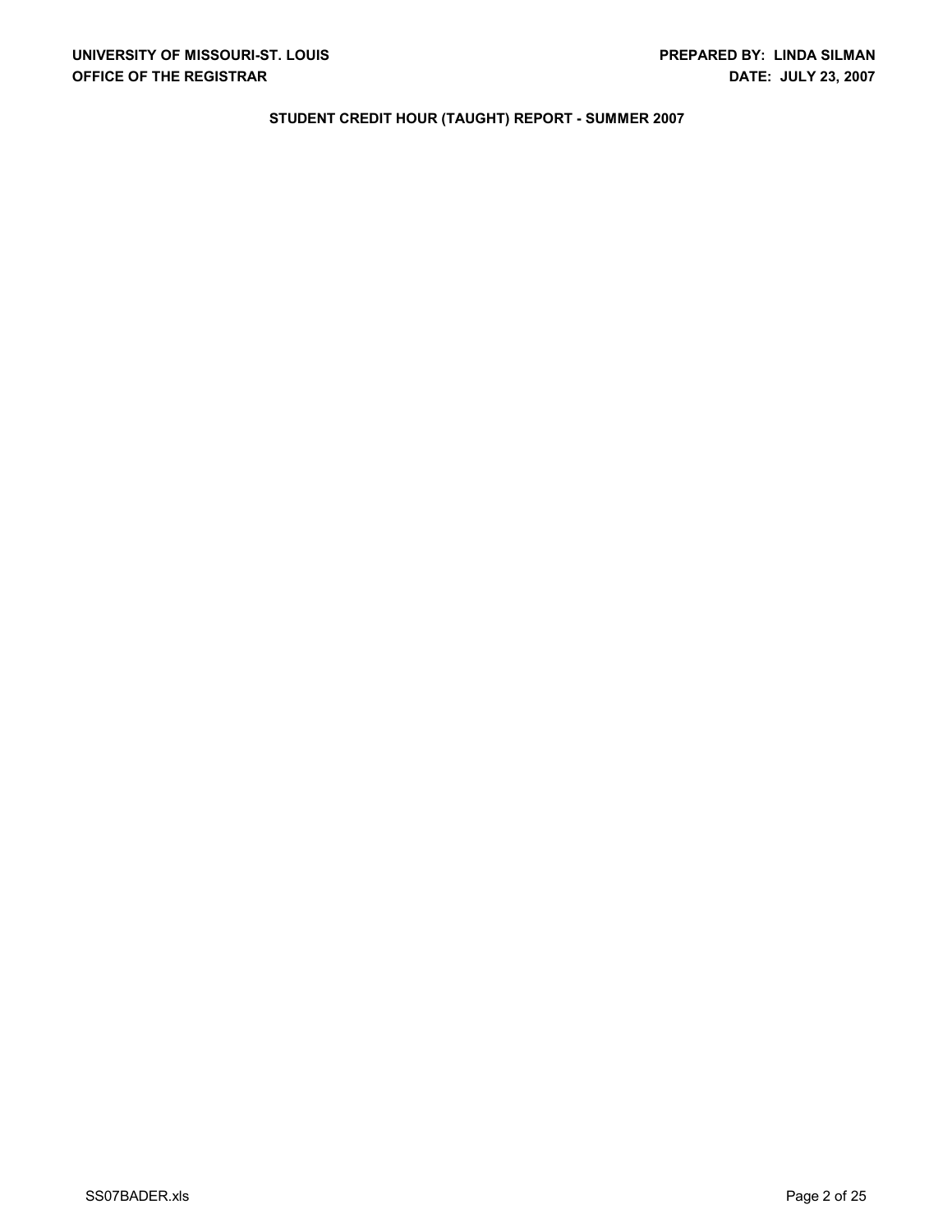**UNIVERSITY OF MISSOURI-ST. LOUIS**
**OFFICE OF THE REGISTRAR**

**PREPARED BY: LINDA SILMAN**
**DATE: JULY 23, 2007**

## STUDENT CREDIT HOUR (TAUGHT) REPORT - SUMMER 2007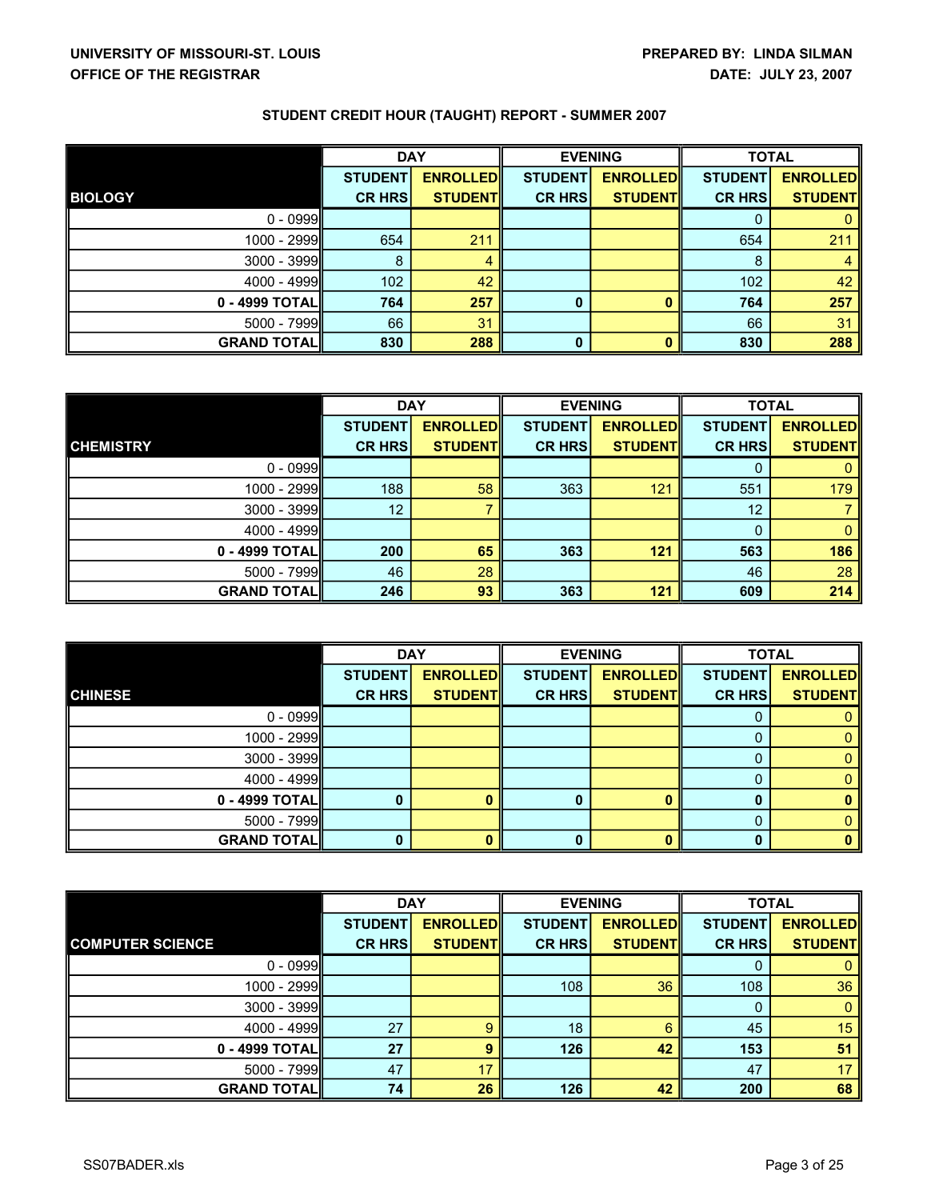**UNIVERSITY OF MISSOURI-ST. LOUIS**
**OFFICE OF THE REGISTRAR**

**PREPARED BY: LINDA SILMAN**
**DATE: JULY 23, 2007**

## STUDENT CREDIT HOUR (TAUGHT) REPORT - SUMMER 2007

| | DAY | | EVENING | | TOTAL | |
|---|---|---|---|---|---|---|
| **BIOLOGY** | **STUDENT CR HRS** | **ENROLLED STUDENT** | **STUDENT CR HRS** | **ENROLLED STUDENT** | **STUDENT CR HRS** | **ENROLLED STUDENT** |
| 0 - 0999 | | | | | 0 | 0 |
| 1000 - 2999 | 654 | 211 | | | 654 | 211 |
| 3000 - 3999 | 8 | 4 | | | 8 | 4 |
| 4000 - 4999 | 102 | 42 | | | 102 | 42 |
| **0 - 4999 TOTAL** | **764** | **257** | **0** | **0** | **764** | **257** |
| 5000 - 7999 | 66 | 31 | | | 66 | 31 |
| **GRAND TOTAL** | **830** | **288** | **0** | **0** | **830** | **288** |

| | DAY | | EVENING | | TOTAL | |
|---|---|---|---|---|---|---|
| **CHEMISTRY** | **STUDENT CR HRS** | **ENROLLED STUDENT** | **STUDENT CR HRS** | **ENROLLED STUDENT** | **STUDENT CR HRS** | **ENROLLED STUDENT** |
| 0 - 0999 | | | | | 0 | 0 |
| 1000 - 2999 | 188 | 58 | 363 | 121 | 551 | 179 |
| 3000 - 3999 | 12 | 7 | | | 12 | 7 |
| 4000 - 4999 | | | | | 0 | 0 |
| **0 - 4999 TOTAL** | **200** | **65** | **363** | **121** | **563** | **186** |
| 5000 - 7999 | 46 | 28 | | | 46 | 28 |
| **GRAND TOTAL** | **246** | **93** | **363** | **121** | **609** | **214** |

| | DAY | | EVENING | | TOTAL | |
|---|---|---|---|---|---|---|
| **CHINESE** | **STUDENT CR HRS** | **ENROLLED STUDENT** | **STUDENT CR HRS** | **ENROLLED STUDENT** | **STUDENT CR HRS** | **ENROLLED STUDENT** |
| 0 - 0999 | | | | | 0 | 0 |
| 1000 - 2999 | | | | | 0 | 0 |
| 3000 - 3999 | | | | | 0 | 0 |
| 4000 - 4999 | | | | | 0 | 0 |
| **0 - 4999 TOTAL** | **0** | **0** | **0** | **0** | **0** | **0** |
| 5000 - 7999 | | | | | 0 | 0 |
| **GRAND TOTAL** | **0** | **0** | **0** | **0** | **0** | **0** |

| | DAY | | EVENING | | TOTAL | |
|---|---|---|---|---|---|---|
| **COMPUTER SCIENCE** | **STUDENT CR HRS** | **ENROLLED STUDENT** | **STUDENT CR HRS** | **ENROLLED STUDENT** | **STUDENT CR HRS** | **ENROLLED STUDENT** |
| 0 - 0999 | | | | | 0 | 0 |
| 1000 - 2999 | | | 108 | 36 | 108 | 36 |
| 3000 - 3999 | | | | | 0 | 0 |
| 4000 - 4999 | 27 | 9 | 18 | 6 | 45 | 15 |
| **0 - 4999 TOTAL** | **27** | **9** | **126** | **42** | **153** | **51** |
| 5000 - 7999 | 47 | 17 | | | 47 | 17 |
| **GRAND TOTAL** | **74** | **26** | **126** | **42** | **200** | **68** |

SS07BADER.xls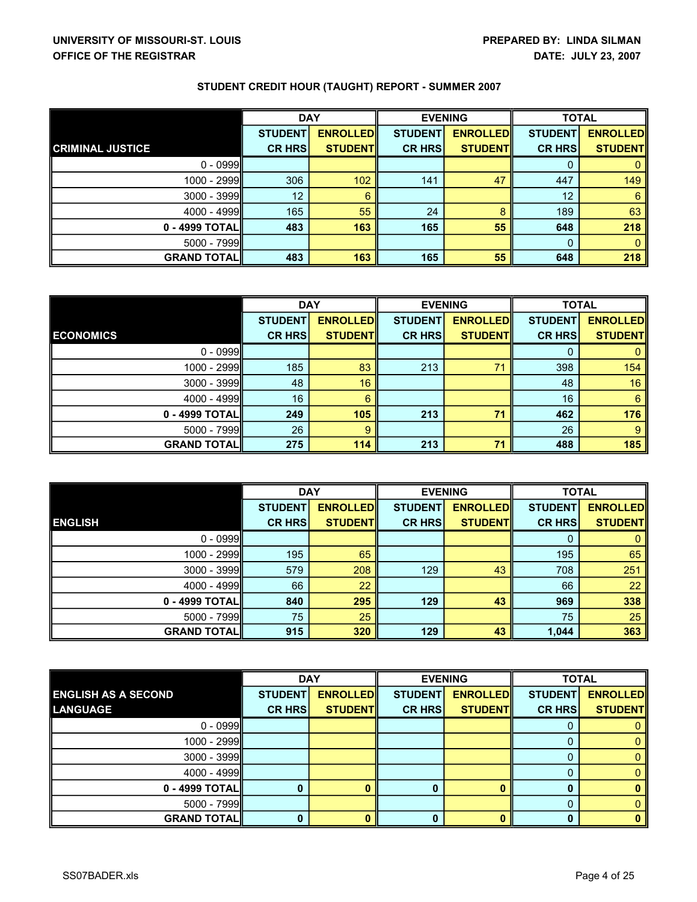UNIVERSITY OF MISSOURI-ST. LOUIS
OFFICE OF THE REGISTRAR

PREPARED BY: LINDA SILMAN
DATE: JULY 23, 2007

## STUDENT CREDIT HOUR (TAUGHT) REPORT - SUMMER 2007

| | DAY | | EVENING | | TOTAL | |
|---|---|---|---|---|---|---|
| **CRIMINAL JUSTICE** | STUDENT CR HRS | ENROLLED STUDENT | STUDENT CR HRS | ENROLLED STUDENT | STUDENT CR HRS | ENROLLED STUDENT |
| 0 - 0999 | | | | | 0 | 0 |
| 1000 - 2999 | 306 | 102 | 141 | 47 | 447 | 149 |
| 3000 - 3999 | 12 | 6 | | | 12 | 6 |
| 4000 - 4999 | 165 | 55 | 24 | 8 | 189 | 63 |
| **0 - 4999 TOTAL** | **483** | **163** | **165** | **55** | **648** | **218** |
| 5000 - 7999 | | | | | 0 | 0 |
| **GRAND TOTAL** | **483** | **163** | **165** | **55** | **648** | **218** |

| | DAY | | EVENING | | TOTAL | |
|---|---|---|---|---|---|---|
| **ECONOMICS** | STUDENT CR HRS | ENROLLED STUDENT | STUDENT CR HRS | ENROLLED STUDENT | STUDENT CR HRS | ENROLLED STUDENT |
| 0 - 0999 | | | | | 0 | 0 |
| 1000 - 2999 | 185 | 83 | 213 | 71 | 398 | 154 |
| 3000 - 3999 | 48 | 16 | | | 48 | 16 |
| 4000 - 4999 | 16 | 6 | | | 16 | 6 |
| **0 - 4999 TOTAL** | **249** | **105** | **213** | **71** | **462** | **176** |
| 5000 - 7999 | 26 | 9 | | | 26 | 9 |
| **GRAND TOTAL** | **275** | **114** | **213** | **71** | **488** | **185** |

| | DAY | | EVENING | | TOTAL | |
|---|---|---|---|---|---|---|
| **ENGLISH** | STUDENT CR HRS | ENROLLED STUDENT | STUDENT CR HRS | ENROLLED STUDENT | STUDENT CR HRS | ENROLLED STUDENT |
| 0 - 0999 | | | | | 0 | 0 |
| 1000 - 2999 | 195 | 65 | | | 195 | 65 |
| 3000 - 3999 | 579 | 208 | 129 | 43 | 708 | 251 |
| 4000 - 4999 | 66 | 22 | | | 66 | 22 |
| **0 - 4999 TOTAL** | **840** | **295** | **129** | **43** | **969** | **338** |
| 5000 - 7999 | 75 | 25 | | | 75 | 25 |
| **GRAND TOTAL** | **915** | **320** | **129** | **43** | **1,044** | **363** |

| | DAY | | EVENING | | TOTAL | |
|---|---|---|---|---|---|---|
| **ENGLISH AS A SECOND LANGUAGE** | STUDENT CR HRS | ENROLLED STUDENT | STUDENT CR HRS | ENROLLED STUDENT | STUDENT CR HRS | ENROLLED STUDENT |
| 0 - 0999 | | | | | 0 | 0 |
| 1000 - 2999 | | | | | 0 | 0 |
| 3000 - 3999 | | | | | 0 | 0 |
| 4000 - 4999 | | | | | 0 | 0 |
| **0 - 4999 TOTAL** | **0** | **0** | **0** | **0** | **0** | **0** |
| 5000 - 7999 | | | | | 0 | 0 |
| **GRAND TOTAL** | **0** | **0** | **0** | **0** | **0** | **0** |

SS07BADER.xls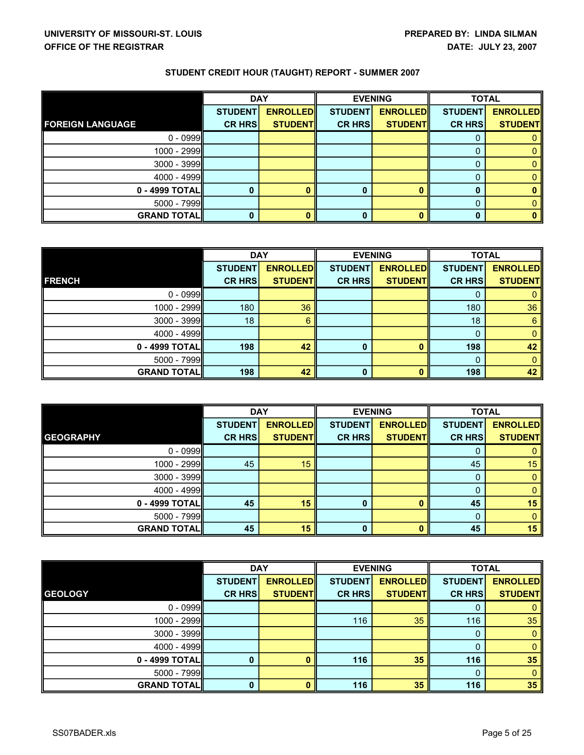**UNIVERSITY OF MISSOURI-ST. LOUIS**
**OFFICE OF THE REGISTRAR**

**PREPARED BY: LINDA SILMAN**
**DATE: JULY 23, 2007**

## STUDENT CREDIT HOUR (TAUGHT) REPORT - SUMMER 2007

| FOREIGN LANGUAGE | DAY | | EVENING | | TOTAL | |
|---|---|---|---|---|---|---|
| | STUDENT CR HRS | ENROLLED STUDENT | STUDENT CR HRS | ENROLLED STUDENT | STUDENT CR HRS | ENROLLED STUDENT |
| 0 - 0999 | | | | | 0 | 0 |
| 1000 - 2999 | | | | | 0 | 0 |
| 3000 - 3999 | | | | | 0 | 0 |
| 4000 - 4999 | | | | | 0 | 0 |
| **0 - 4999 TOTAL** | **0** | **0** | **0** | **0** | **0** | **0** |
| 5000 - 7999 | | | | | 0 | 0 |
| **GRAND TOTAL** | **0** | **0** | **0** | **0** | **0** | **0** |

| FRENCH | DAY | | EVENING | | TOTAL | |
|---|---|---|---|---|---|---|
| | STUDENT CR HRS | ENROLLED STUDENT | STUDENT CR HRS | ENROLLED STUDENT | STUDENT CR HRS | ENROLLED STUDENT |
| 0 - 0999 | | | | | 0 | 0 |
| 1000 - 2999 | 180 | 36 | | | 180 | 36 |
| 3000 - 3999 | 18 | 6 | | | 18 | 6 |
| 4000 - 4999 | | | | | 0 | 0 |
| **0 - 4999 TOTAL** | **198** | **42** | **0** | **0** | **198** | **42** |
| 5000 - 7999 | | | | | 0 | 0 |
| **GRAND TOTAL** | **198** | **42** | **0** | **0** | **198** | **42** |

| GEOGRAPHY | DAY | | EVENING | | TOTAL | |
|---|---|---|---|---|---|---|
| | STUDENT CR HRS | ENROLLED STUDENT | STUDENT CR HRS | ENROLLED STUDENT | STUDENT CR HRS | ENROLLED STUDENT |
| 0 - 0999 | | | | | 0 | 0 |
| 1000 - 2999 | 45 | 15 | | | 45 | 15 |
| 3000 - 3999 | | | | | 0 | 0 |
| 4000 - 4999 | | | | | 0 | 0 |
| **0 - 4999 TOTAL** | **45** | **15** | **0** | **0** | **45** | **15** |
| 5000 - 7999 | | | | | 0 | 0 |
| **GRAND TOTAL** | **45** | **15** | **0** | **0** | **45** | **15** |

| GEOLOGY | DAY | | EVENING | | TOTAL | |
|---|---|---|---|---|---|---|
| | STUDENT CR HRS | ENROLLED STUDENT | STUDENT CR HRS | ENROLLED STUDENT | STUDENT CR HRS | ENROLLED STUDENT |
| 0 - 0999 | | | | | 0 | 0 |
| 1000 - 2999 | | | 116 | 35 | 116 | 35 |
| 3000 - 3999 | | | | | 0 | 0 |
| 4000 - 4999 | | | | | 0 | 0 |
| **0 - 4999 TOTAL** | **0** | **0** | **116** | **35** | **116** | **35** |
| 5000 - 7999 | | | | | 0 | 0 |
| **GRAND TOTAL** | **0** | **0** | **116** | **35** | **116** | **35** |

SS07BADER.xls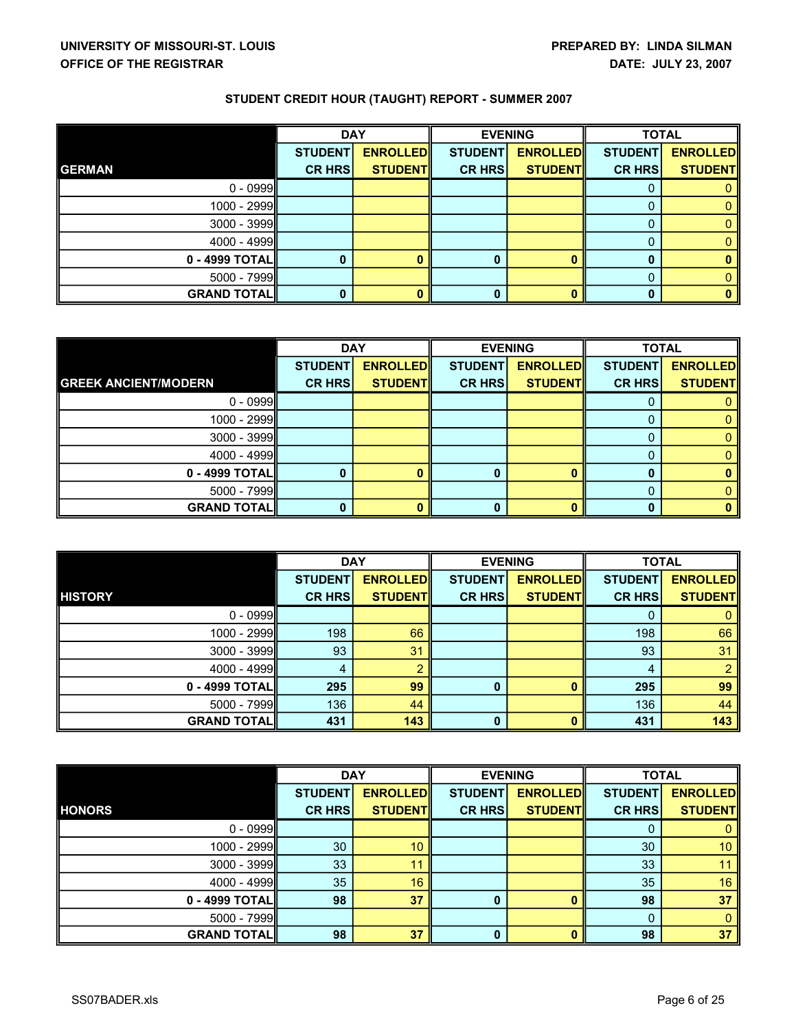**UNIVERSITY OF MISSOURI-ST. LOUIS**
**OFFICE OF THE REGISTRAR**

**PREPARED BY: LINDA SILMAN**
**DATE: JULY 23, 2007**

## STUDENT CREDIT HOUR (TAUGHT) REPORT - SUMMER 2007

| GERMAN | DAY | | EVENING | | TOTAL | |
|---|---|---|---|---|---|---|
| | STUDENT CR HRS | ENROLLED STUDENT | STUDENT CR HRS | ENROLLED STUDENT | STUDENT CR HRS | ENROLLED STUDENT |
| 0 - 0999 | | | | | 0 | 0 |
| 1000 - 2999 | | | | | 0 | 0 |
| 3000 - 3999 | | | | | 0 | 0 |
| 4000 - 4999 | | | | | 0 | 0 |
| **0 - 4999 TOTAL** | **0** | **0** | **0** | **0** | **0** | **0** |
| 5000 - 7999 | | | | | 0 | 0 |
| **GRAND TOTAL** | **0** | **0** | **0** | **0** | **0** | **0** |

| GREEK ANCIENT/MODERN | DAY | | EVENING | | TOTAL | |
|---|---|---|---|---|---|---|
| | STUDENT CR HRS | ENROLLED STUDENT | STUDENT CR HRS | ENROLLED STUDENT | STUDENT CR HRS | ENROLLED STUDENT |
| 0 - 0999 | | | | | 0 | 0 |
| 1000 - 2999 | | | | | 0 | 0 |
| 3000 - 3999 | | | | | 0 | 0 |
| 4000 - 4999 | | | | | 0 | 0 |
| **0 - 4999 TOTAL** | **0** | **0** | **0** | **0** | **0** | **0** |
| 5000 - 7999 | | | | | 0 | 0 |
| **GRAND TOTAL** | **0** | **0** | **0** | **0** | **0** | **0** |

| HISTORY | DAY | | EVENING | | TOTAL | |
|---|---|---|---|---|---|---|
| | STUDENT CR HRS | ENROLLED STUDENT | STUDENT CR HRS | ENROLLED STUDENT | STUDENT CR HRS | ENROLLED STUDENT |
| 0 - 0999 | | | | | 0 | 0 |
| 1000 - 2999 | 198 | 66 | | | 198 | 66 |
| 3000 - 3999 | 93 | 31 | | | 93 | 31 |
| 4000 - 4999 | 4 | 2 | | | 4 | 2 |
| **0 - 4999 TOTAL** | **295** | **99** | **0** | **0** | **295** | **99** |
| 5000 - 7999 | 136 | 44 | | | 136 | 44 |
| **GRAND TOTAL** | **431** | **143** | **0** | **0** | **431** | **143** |

| HONORS | DAY | | EVENING | | TOTAL | |
|---|---|---|---|---|---|---|
| | STUDENT CR HRS | ENROLLED STUDENT | STUDENT CR HRS | ENROLLED STUDENT | STUDENT CR HRS | ENROLLED STUDENT |
| 0 - 0999 | | | | | 0 | 0 |
| 1000 - 2999 | 30 | 10 | | | 30 | 10 |
| 3000 - 3999 | 33 | 11 | | | 33 | 11 |
| 4000 - 4999 | 35 | 16 | | | 35 | 16 |
| **0 - 4999 TOTAL** | **98** | **37** | **0** | **0** | **98** | **37** |
| 5000 - 7999 | | | | | 0 | 0 |
| **GRAND TOTAL** | **98** | **37** | **0** | **0** | **98** | **37** |

SS07BADER.xls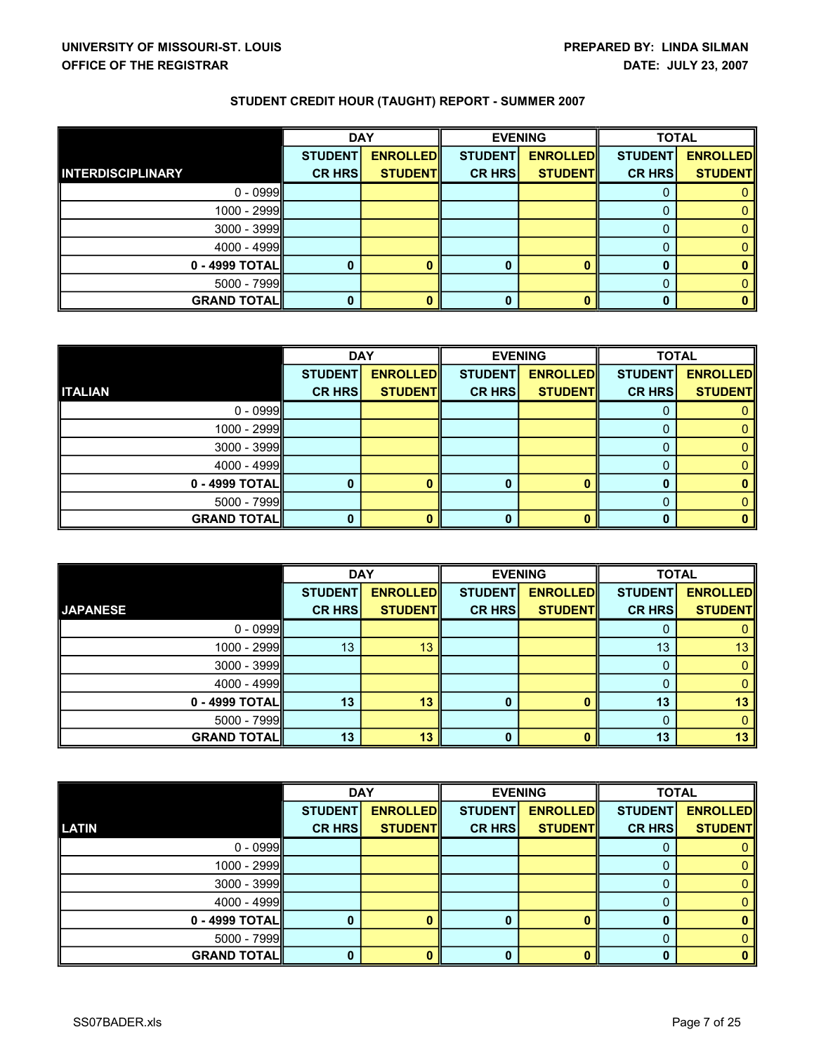**UNIVERSITY OF MISSOURI-ST. LOUIS**
**OFFICE OF THE REGISTRAR**

**PREPARED BY: LINDA SILMAN**
**DATE: JULY 23, 2007**

## STUDENT CREDIT HOUR (TAUGHT) REPORT - SUMMER 2007

| | DAY | | EVENING | | TOTAL | |
|---|---|---|---|---|---|---|
| **INTERDISCIPLINARY** | **STUDENT CR HRS** | **ENROLLED STUDENT** | **STUDENT CR HRS** | **ENROLLED STUDENT** | **STUDENT CR HRS** | **ENROLLED STUDENT** |
| 0 - 0999 | | | | | 0 | 0 |
| 1000 - 2999 | | | | | 0 | 0 |
| 3000 - 3999 | | | | | 0 | 0 |
| 4000 - 4999 | | | | | 0 | 0 |
| **0 - 4999 TOTAL** | **0** | **0** | **0** | **0** | **0** | **0** |
| 5000 - 7999 | | | | | 0 | 0 |
| **GRAND TOTAL** | **0** | **0** | **0** | **0** | **0** | **0** |

| | DAY | | EVENING | | TOTAL | |
|---|---|---|---|---|---|---|
| **ITALIAN** | **STUDENT CR HRS** | **ENROLLED STUDENT** | **STUDENT CR HRS** | **ENROLLED STUDENT** | **STUDENT CR HRS** | **ENROLLED STUDENT** |
| 0 - 0999 | | | | | 0 | 0 |
| 1000 - 2999 | | | | | 0 | 0 |
| 3000 - 3999 | | | | | 0 | 0 |
| 4000 - 4999 | | | | | 0 | 0 |
| **0 - 4999 TOTAL** | **0** | **0** | **0** | **0** | **0** | **0** |
| 5000 - 7999 | | | | | 0 | 0 |
| **GRAND TOTAL** | **0** | **0** | **0** | **0** | **0** | **0** |

| | DAY | | EVENING | | TOTAL | |
|---|---|---|---|---|---|---|
| **JAPANESE** | **STUDENT CR HRS** | **ENROLLED STUDENT** | **STUDENT CR HRS** | **ENROLLED STUDENT** | **STUDENT CR HRS** | **ENROLLED STUDENT** |
| 0 - 0999 | | | | | 0 | 0 |
| 1000 - 2999 | 13 | 13 | | | 13 | 13 |
| 3000 - 3999 | | | | | 0 | 0 |
| 4000 - 4999 | | | | | 0 | 0 |
| **0 - 4999 TOTAL** | **13** | **13** | **0** | **0** | **13** | **13** |
| 5000 - 7999 | | | | | 0 | 0 |
| **GRAND TOTAL** | **13** | **13** | **0** | **0** | **13** | **13** |

| | DAY | | EVENING | | TOTAL | |
|---|---|---|---|---|---|---|
| **LATIN** | **STUDENT CR HRS** | **ENROLLED STUDENT** | **STUDENT CR HRS** | **ENROLLED STUDENT** | **STUDENT CR HRS** | **ENROLLED STUDENT** |
| 0 - 0999 | | | | | 0 | 0 |
| 1000 - 2999 | | | | | 0 | 0 |
| 3000 - 3999 | | | | | 0 | 0 |
| 4000 - 4999 | | | | | 0 | 0 |
| **0 - 4999 TOTAL** | **0** | **0** | **0** | **0** | **0** | **0** |
| 5000 - 7999 | | | | | 0 | 0 |
| **GRAND TOTAL** | **0** | **0** | **0** | **0** | **0** | **0** |

SS07BADER.xls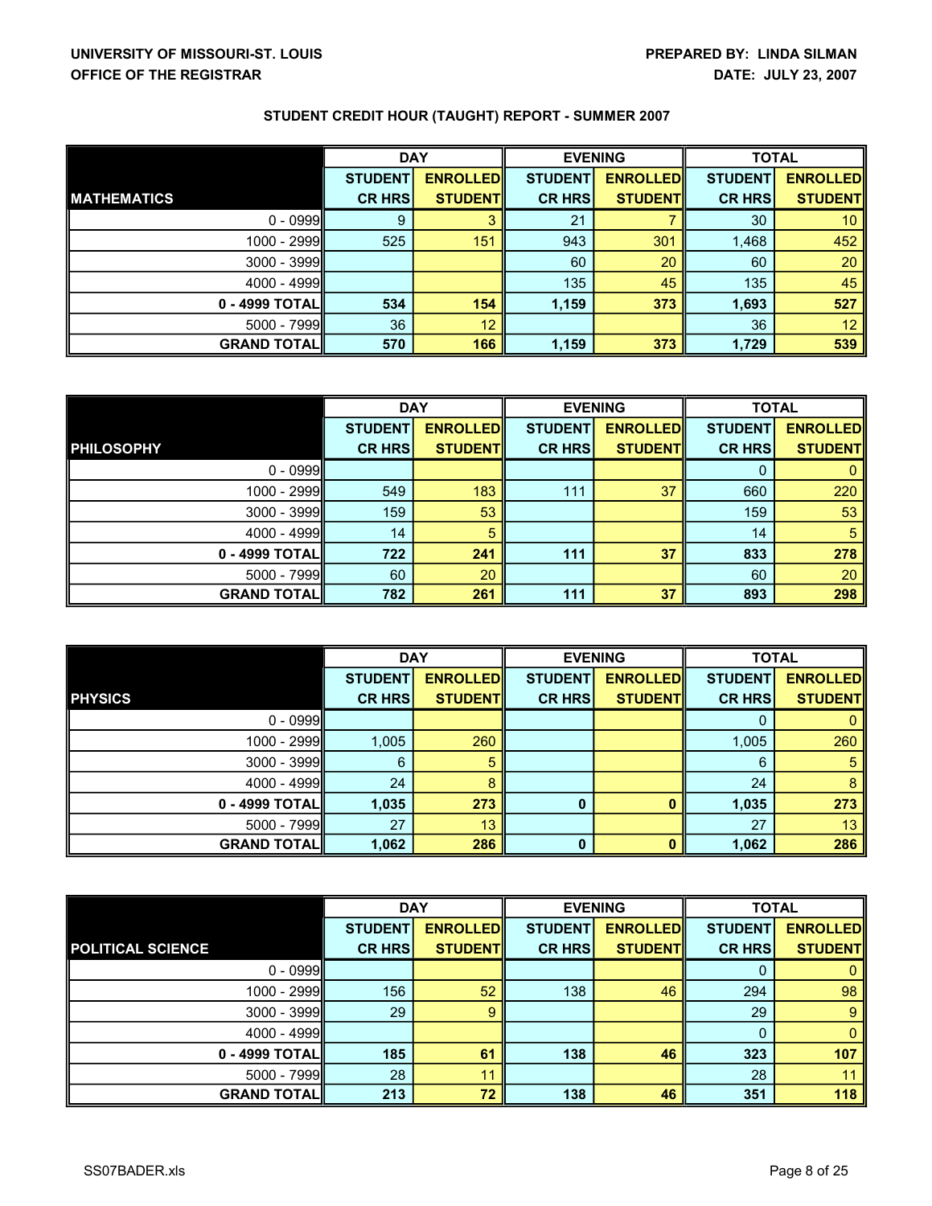**UNIVERSITY OF MISSOURI-ST. LOUIS**
**OFFICE OF THE REGISTRAR**

**PREPARED BY: LINDA SILMAN**
**DATE: JULY 23, 2007**

## STUDENT CREDIT HOUR (TAUGHT) REPORT - SUMMER 2007

| | DAY | | EVENING | | TOTAL | |
|---|---|---|---|---|---|---|
| **MATHEMATICS** | **STUDENT CR HRS** | **ENROLLED STUDENT** | **STUDENT CR HRS** | **ENROLLED STUDENT** | **STUDENT CR HRS** | **ENROLLED STUDENT** |
| 0 - 0999 | 9 | 3 | 21 | 7 | 30 | 10 |
| 1000 - 2999 | 525 | 151 | 943 | 301 | 1,468 | 452 |
| 3000 - 3999 | | | 60 | 20 | 60 | 20 |
| 4000 - 4999 | | | 135 | 45 | 135 | 45 |
| **0 - 4999 TOTAL** | **534** | **154** | **1,159** | **373** | **1,693** | **527** |
| 5000 - 7999 | 36 | 12 | | | 36 | 12 |
| **GRAND TOTAL** | **570** | **166** | **1,159** | **373** | **1,729** | **539** |

| | DAY | | EVENING | | TOTAL | |
|---|---|---|---|---|---|---|
| **PHILOSOPHY** | **STUDENT CR HRS** | **ENROLLED STUDENT** | **STUDENT CR HRS** | **ENROLLED STUDENT** | **STUDENT CR HRS** | **ENROLLED STUDENT** |
| 0 - 0999 | | | | | 0 | 0 |
| 1000 - 2999 | 549 | 183 | 111 | 37 | 660 | 220 |
| 3000 - 3999 | 159 | 53 | | | 159 | 53 |
| 4000 - 4999 | 14 | 5 | | | 14 | 5 |
| **0 - 4999 TOTAL** | **722** | **241** | **111** | **37** | **833** | **278** |
| 5000 - 7999 | 60 | 20 | | | 60 | 20 |
| **GRAND TOTAL** | **782** | **261** | **111** | **37** | **893** | **298** |

| | DAY | | EVENING | | TOTAL | |
|---|---|---|---|---|---|---|
| **PHYSICS** | **STUDENT CR HRS** | **ENROLLED STUDENT** | **STUDENT CR HRS** | **ENROLLED STUDENT** | **STUDENT CR HRS** | **ENROLLED STUDENT** |
| 0 - 0999 | | | | | 0 | 0 |
| 1000 - 2999 | 1,005 | 260 | | | 1,005 | 260 |
| 3000 - 3999 | 6 | 5 | | | 6 | 5 |
| 4000 - 4999 | 24 | 8 | | | 24 | 8 |
| **0 - 4999 TOTAL** | **1,035** | **273** | **0** | **0** | **1,035** | **273** |
| 5000 - 7999 | 27 | 13 | | | 27 | 13 |
| **GRAND TOTAL** | **1,062** | **286** | **0** | **0** | **1,062** | **286** |

| | DAY | | EVENING | | TOTAL | |
|---|---|---|---|---|---|---|
| **POLITICAL SCIENCE** | **STUDENT CR HRS** | **ENROLLED STUDENT** | **STUDENT CR HRS** | **ENROLLED STUDENT** | **STUDENT CR HRS** | **ENROLLED STUDENT** |
| 0 - 0999 | | | | | 0 | 0 |
| 1000 - 2999 | 156 | 52 | 138 | 46 | 294 | 98 |
| 3000 - 3999 | 29 | 9 | | | 29 | 9 |
| 4000 - 4999 | | | | | 0 | 0 |
| **0 - 4999 TOTAL** | **185** | **61** | **138** | **46** | **323** | **107** |
| 5000 - 7999 | 28 | 11 | | | 28 | 11 |
| **GRAND TOTAL** | **213** | **72** | **138** | **46** | **351** | **118** |

SS07BADER.xls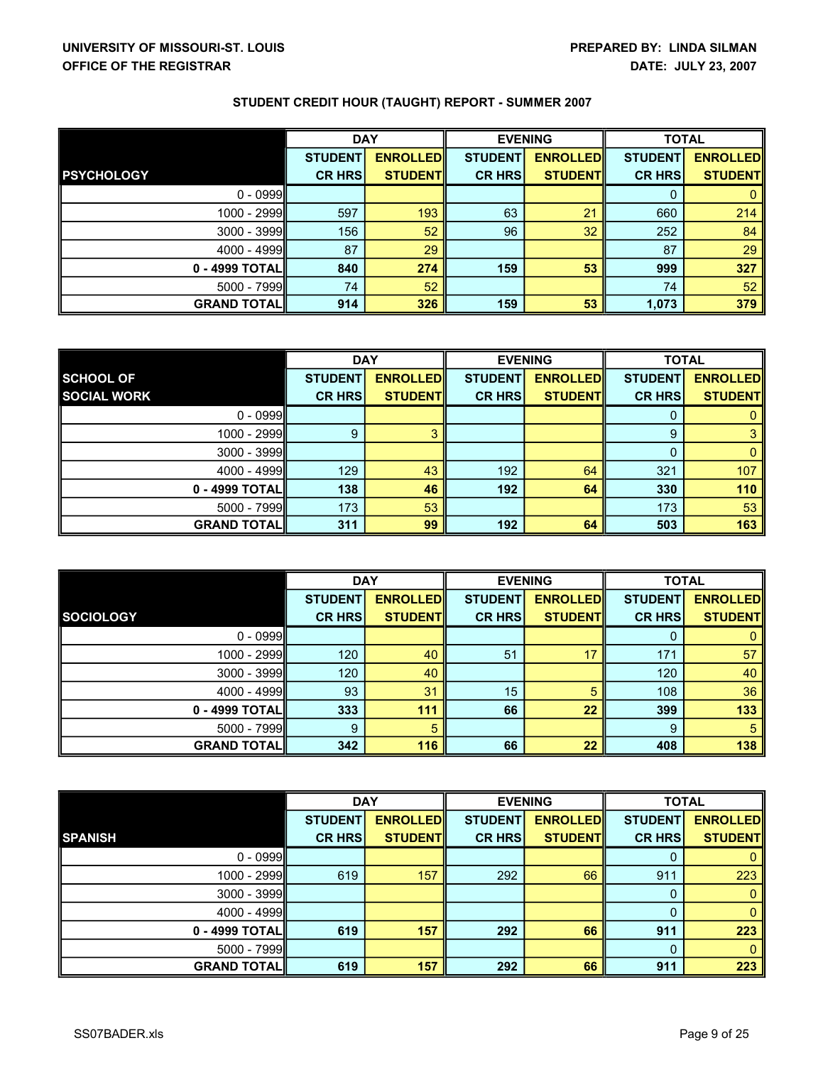**UNIVERSITY OF MISSOURI-ST. LOUIS**
**OFFICE OF THE REGISTRAR**

**PREPARED BY: LINDA SILMAN**
**DATE: JULY 23, 2007**

## STUDENT CREDIT HOUR (TAUGHT) REPORT - SUMMER 2007

| PSYCHOLOGY | DAY | | EVENING | | TOTAL | |
|---|---|---|---|---|---|---|
| | STUDENT CR HRS | ENROLLED STUDENT | STUDENT CR HRS | ENROLLED STUDENT | STUDENT CR HRS | ENROLLED STUDENT |
| 0 - 0999 | | | | | 0 | 0 |
| 1000 - 2999 | 597 | 193 | 63 | 21 | 660 | 214 |
| 3000 - 3999 | 156 | 52 | 96 | 32 | 252 | 84 |
| 4000 - 4999 | 87 | 29 | | | 87 | 29 |
| **0 - 4999 TOTAL** | **840** | **274** | **159** | **53** | **999** | **327** |
| 5000 - 7999 | 74 | 52 | | | 74 | 52 |
| **GRAND TOTAL** | **914** | **326** | **159** | **53** | **1,073** | **379** |

| SCHOOL OF SOCIAL WORK | DAY | | EVENING | | TOTAL | |
|---|---|---|---|---|---|---|
| | STUDENT CR HRS | ENROLLED STUDENT | STUDENT CR HRS | ENROLLED STUDENT | STUDENT CR HRS | ENROLLED STUDENT |
| 0 - 0999 | | | | | 0 | 0 |
| 1000 - 2999 | 9 | 3 | | | 9 | 3 |
| 3000 - 3999 | | | | | 0 | 0 |
| 4000 - 4999 | 129 | 43 | 192 | 64 | 321 | 107 |
| **0 - 4999 TOTAL** | **138** | **46** | **192** | **64** | **330** | **110** |
| 5000 - 7999 | 173 | 53 | | | 173 | 53 |
| **GRAND TOTAL** | **311** | **99** | **192** | **64** | **503** | **163** |

| SOCIOLOGY | DAY | | EVENING | | TOTAL | |
|---|---|---|---|---|---|---|
| | STUDENT CR HRS | ENROLLED STUDENT | STUDENT CR HRS | ENROLLED STUDENT | STUDENT CR HRS | ENROLLED STUDENT |
| 0 - 0999 | | | | | 0 | 0 |
| 1000 - 2999 | 120 | 40 | 51 | 17 | 171 | 57 |
| 3000 - 3999 | 120 | 40 | | | 120 | 40 |
| 4000 - 4999 | 93 | 31 | 15 | 5 | 108 | 36 |
| **0 - 4999 TOTAL** | **333** | **111** | **66** | **22** | **399** | **133** |
| 5000 - 7999 | 9 | 5 | | | 9 | 5 |
| **GRAND TOTAL** | **342** | **116** | **66** | **22** | **408** | **138** |

| SPANISH | DAY | | EVENING | | TOTAL | |
|---|---|---|---|---|---|---|
| | STUDENT CR HRS | ENROLLED STUDENT | STUDENT CR HRS | ENROLLED STUDENT | STUDENT CR HRS | ENROLLED STUDENT |
| 0 - 0999 | | | | | 0 | 0 |
| 1000 - 2999 | 619 | 157 | 292 | 66 | 911 | 223 |
| 3000 - 3999 | | | | | 0 | 0 |
| 4000 - 4999 | | | | | 0 | 0 |
| **0 - 4999 TOTAL** | **619** | **157** | **292** | **66** | **911** | **223** |
| 5000 - 7999 | | | | | 0 | 0 |
| **GRAND TOTAL** | **619** | **157** | **292** | **66** | **911** | **223** |

SS07BADER.xls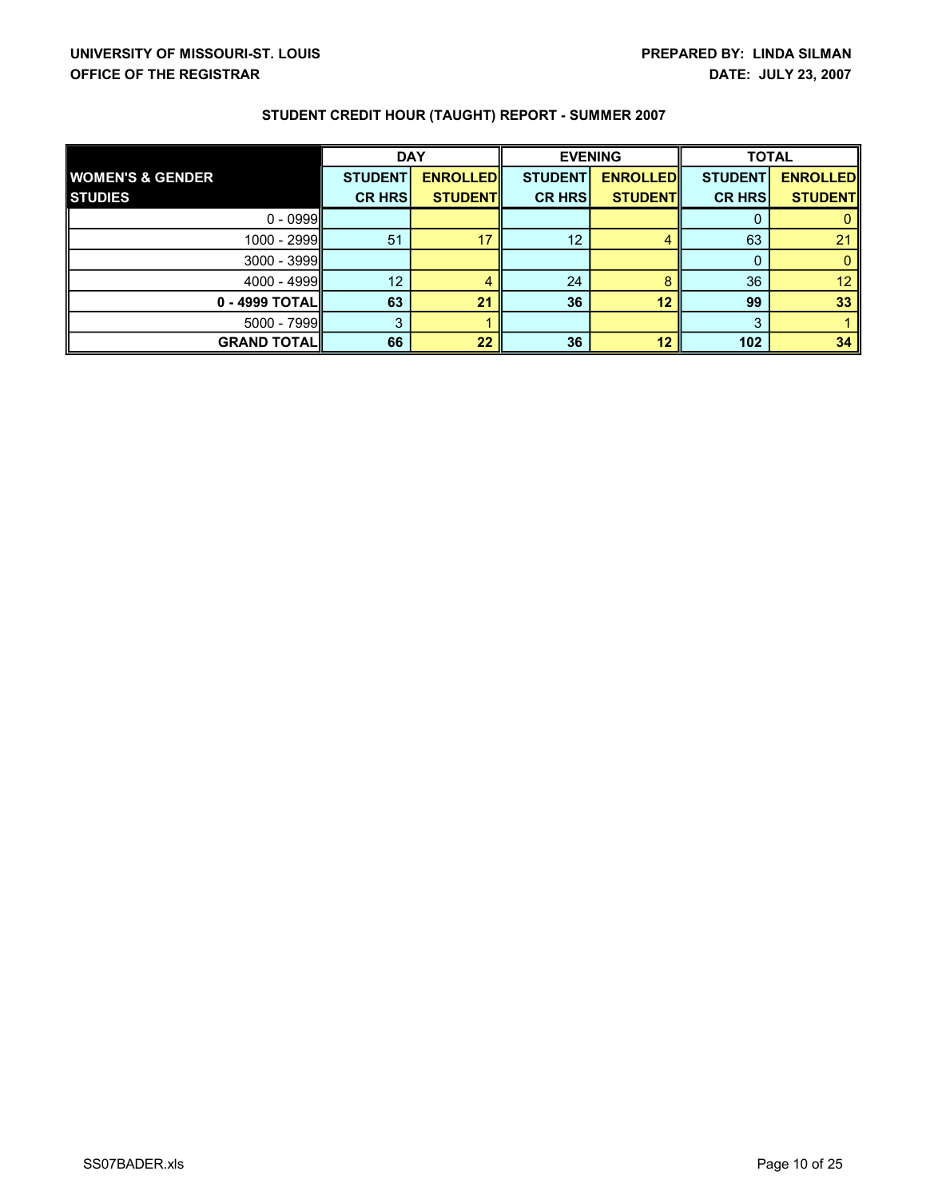**UNIVERSITY OF MISSOURI-ST. LOUIS**
**OFFICE OF THE REGISTRAR**

**PREPARED BY: LINDA SILMAN**
**DATE: JULY 23, 2007**

## STUDENT CREDIT HOUR (TAUGHT) REPORT - SUMMER 2007

| WOMEN'S & GENDER STUDIES | DAY | | EVENING | | TOTAL | |
|---|---|---|---|---|---|---|
| | STUDENT CR HRS | ENROLLED STUDENT | STUDENT CR HRS | ENROLLED STUDENT | STUDENT CR HRS | ENROLLED STUDENT |
| 0 - 0999 | | | | | 0 | 0 |
| 1000 - 2999 | 51 | 17 | 12 | 4 | 63 | 21 |
| 3000 - 3999 | | | | | 0 | 0 |
| 4000 - 4999 | 12 | 4 | 24 | 8 | 36 | 12 |
| **0 - 4999 TOTAL** | **63** | **21** | **36** | **12** | **99** | **33** |
| 5000 - 7999 | 3 | 1 | | | 3 | 1 |
| **GRAND TOTAL** | **66** | **22** | **36** | **12** | **102** | **34** |

SS07BADER.xls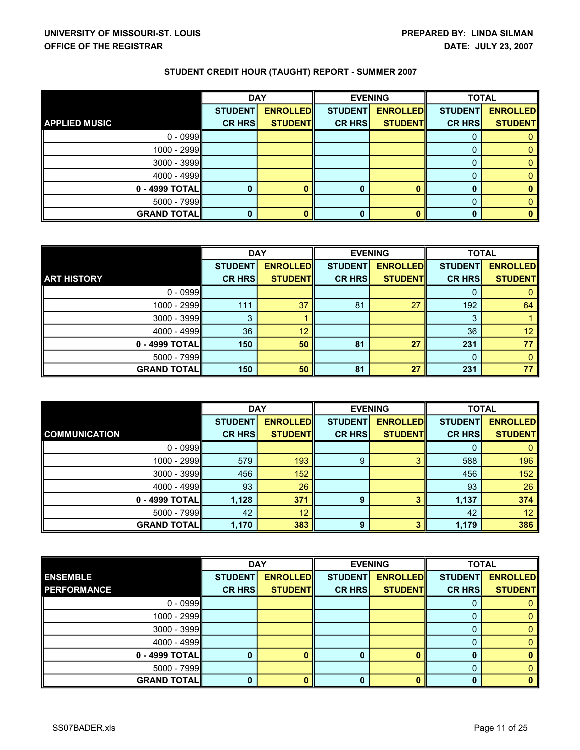UNIVERSITY OF MISSOURI-ST. LOUIS
OFFICE OF THE REGISTRAR

PREPARED BY: LINDA SILMAN
DATE: JULY 23, 2007

## STUDENT CREDIT HOUR (TAUGHT) REPORT - SUMMER 2007

| APPLIED MUSIC | DAY | | EVENING | | TOTAL | |
|---|---|---|---|---|---|---|
| | STUDENT CR HRS | ENROLLED STUDENT | STUDENT CR HRS | ENROLLED STUDENT | STUDENT CR HRS | ENROLLED STUDENT |
| 0 - 0999 | | | | | 0 | 0 |
| 1000 - 2999 | | | | | 0 | 0 |
| 3000 - 3999 | | | | | 0 | 0 |
| 4000 - 4999 | | | | | 0 | 0 |
| **0 - 4999 TOTAL** | **0** | **0** | **0** | **0** | **0** | **0** |
| 5000 - 7999 | | | | | 0 | 0 |
| **GRAND TOTAL** | **0** | **0** | **0** | **0** | **0** | **0** |

| ART HISTORY | DAY | | EVENING | | TOTAL | |
|---|---|---|---|---|---|---|
| | STUDENT CR HRS | ENROLLED STUDENT | STUDENT CR HRS | ENROLLED STUDENT | STUDENT CR HRS | ENROLLED STUDENT |
| 0 - 0999 | | | | | 0 | 0 |
| 1000 - 2999 | 111 | 37 | 81 | 27 | 192 | 64 |
| 3000 - 3999 | 3 | 1 | | | 3 | 1 |
| 4000 - 4999 | 36 | 12 | | | 36 | 12 |
| **0 - 4999 TOTAL** | **150** | **50** | **81** | **27** | **231** | **77** |
| 5000 - 7999 | | | | | 0 | 0 |
| **GRAND TOTAL** | **150** | **50** | **81** | **27** | **231** | **77** |

| COMMUNICATION | DAY | | EVENING | | TOTAL | |
|---|---|---|---|---|---|---|
| | STUDENT CR HRS | ENROLLED STUDENT | STUDENT CR HRS | ENROLLED STUDENT | STUDENT CR HRS | ENROLLED STUDENT |
| 0 - 0999 | | | | | 0 | 0 |
| 1000 - 2999 | 579 | 193 | 9 | 3 | 588 | 196 |
| 3000 - 3999 | 456 | 152 | | | 456 | 152 |
| 4000 - 4999 | 93 | 26 | | | 93 | 26 |
| **0 - 4999 TOTAL** | **1,128** | **371** | **9** | **3** | **1,137** | **374** |
| 5000 - 7999 | 42 | 12 | | | 42 | 12 |
| **GRAND TOTAL** | **1,170** | **383** | **9** | **3** | **1,179** | **386** |

| ENSEMBLE PERFORMANCE | DAY | | EVENING | | TOTAL | |
|---|---|---|---|---|---|---|
| | STUDENT CR HRS | ENROLLED STUDENT | STUDENT CR HRS | ENROLLED STUDENT | STUDENT CR HRS | ENROLLED STUDENT |
| 0 - 0999 | | | | | 0 | 0 |
| 1000 - 2999 | | | | | 0 | 0 |
| 3000 - 3999 | | | | | 0 | 0 |
| 4000 - 4999 | | | | | 0 | 0 |
| **0 - 4999 TOTAL** | **0** | **0** | **0** | **0** | **0** | **0** |
| 5000 - 7999 | | | | | 0 | 0 |
| **GRAND TOTAL** | **0** | **0** | **0** | **0** | **0** | **0** |

SS07BADER.xls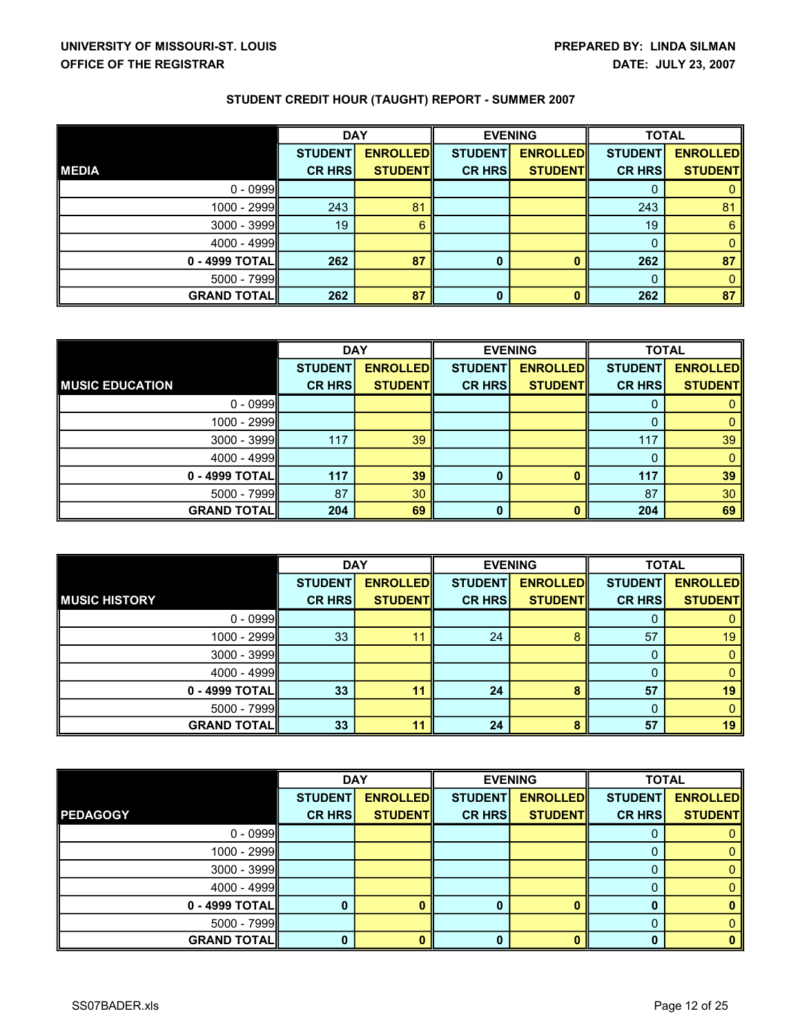UNIVERSITY OF MISSOURI-ST. LOUIS
OFFICE OF THE REGISTRAR

PREPARED BY: LINDA SILMAN
DATE: JULY 23, 2007

## STUDENT CREDIT HOUR (TAUGHT) REPORT - SUMMER 2007

| | DAY | | EVENING | | TOTAL | |
|---|---|---|---|---|---|---|
| **MEDIA** | **STUDENT CR HRS** | **ENROLLED STUDENT** | **STUDENT CR HRS** | **ENROLLED STUDENT** | **STUDENT CR HRS** | **ENROLLED STUDENT** |
| 0 - 0999 | | | | | 0 | 0 |
| 1000 - 2999 | 243 | 81 | | | 243 | 81 |
| 3000 - 3999 | 19 | 6 | | | 19 | 6 |
| 4000 - 4999 | | | | | 0 | 0 |
| **0 - 4999 TOTAL** | **262** | **87** | **0** | **0** | **262** | **87** |
| 5000 - 7999 | | | | | 0 | 0 |
| **GRAND TOTAL** | **262** | **87** | **0** | **0** | **262** | **87** |

| | DAY | | EVENING | | TOTAL | |
|---|---|---|---|---|---|---|
| **MUSIC EDUCATION** | **STUDENT CR HRS** | **ENROLLED STUDENT** | **STUDENT CR HRS** | **ENROLLED STUDENT** | **STUDENT CR HRS** | **ENROLLED STUDENT** |
| 0 - 0999 | | | | | 0 | 0 |
| 1000 - 2999 | | | | | 0 | 0 |
| 3000 - 3999 | 117 | 39 | | | 117 | 39 |
| 4000 - 4999 | | | | | 0 | 0 |
| **0 - 4999 TOTAL** | **117** | **39** | **0** | **0** | **117** | **39** |
| 5000 - 7999 | 87 | 30 | | | 87 | 30 |
| **GRAND TOTAL** | **204** | **69** | **0** | **0** | **204** | **69** |

| | DAY | | EVENING | | TOTAL | |
|---|---|---|---|---|---|---|
| **MUSIC HISTORY** | **STUDENT CR HRS** | **ENROLLED STUDENT** | **STUDENT CR HRS** | **ENROLLED STUDENT** | **STUDENT CR HRS** | **ENROLLED STUDENT** |
| 0 - 0999 | | | | | 0 | 0 |
| 1000 - 2999 | 33 | 11 | 24 | 8 | 57 | 19 |
| 3000 - 3999 | | | | | 0 | 0 |
| 4000 - 4999 | | | | | 0 | 0 |
| **0 - 4999 TOTAL** | **33** | **11** | **24** | **8** | **57** | **19** |
| 5000 - 7999 | | | | | 0 | 0 |
| **GRAND TOTAL** | **33** | **11** | **24** | **8** | **57** | **19** |

| | DAY | | EVENING | | TOTAL | |
|---|---|---|---|---|---|---|
| **PEDAGOGY** | **STUDENT CR HRS** | **ENROLLED STUDENT** | **STUDENT CR HRS** | **ENROLLED STUDENT** | **STUDENT CR HRS** | **ENROLLED STUDENT** |
| 0 - 0999 | | | | | 0 | 0 |
| 1000 - 2999 | | | | | 0 | 0 |
| 3000 - 3999 | | | | | 0 | 0 |
| 4000 - 4999 | | | | | 0 | 0 |
| **0 - 4999 TOTAL** | **0** | **0** | **0** | **0** | **0** | **0** |
| 5000 - 7999 | | | | | 0 | 0 |
| **GRAND TOTAL** | **0** | **0** | **0** | **0** | **0** | **0** |

SS07BADER.xls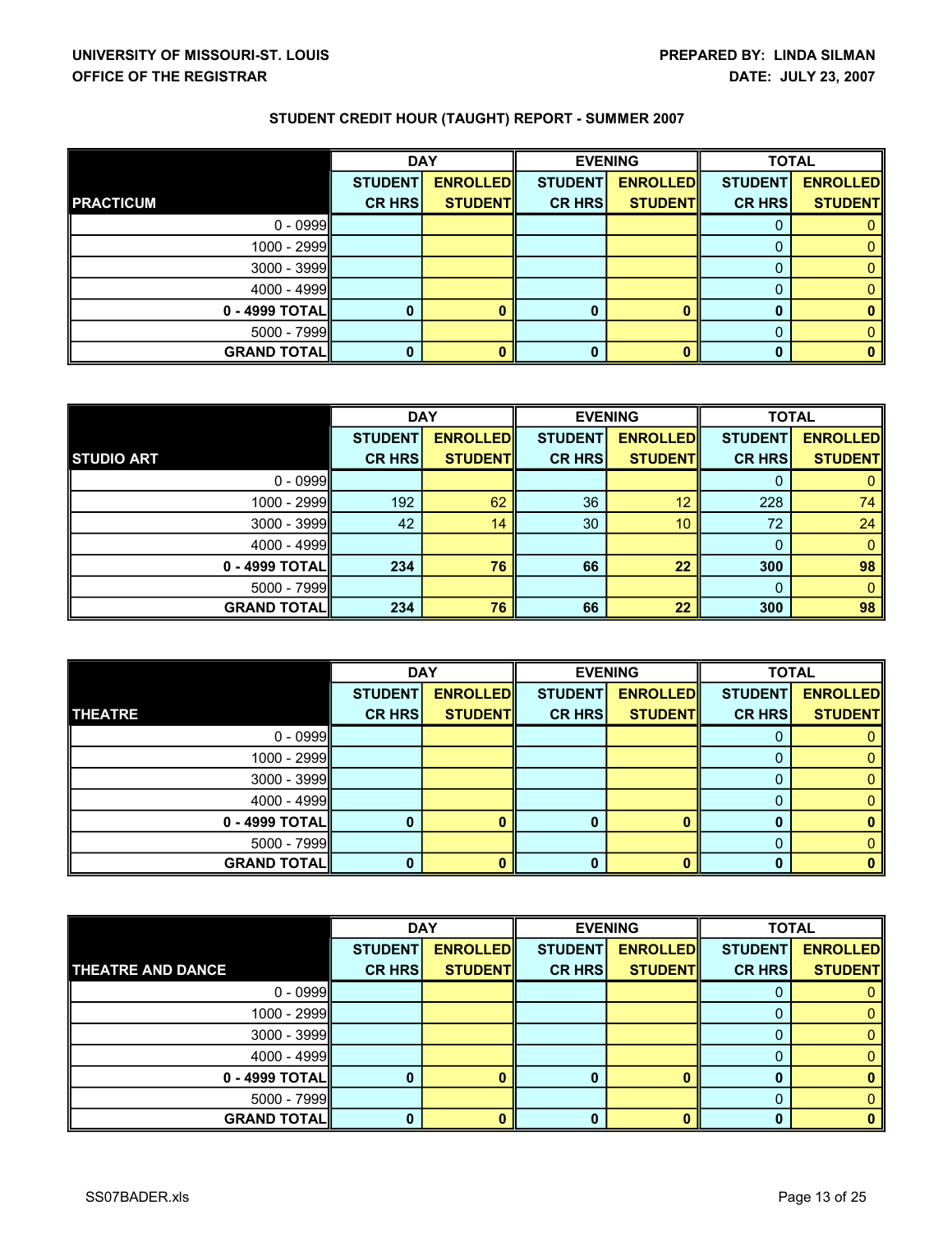UNIVERSITY OF MISSOURI-ST. LOUIS
OFFICE OF THE REGISTRAR

PREPARED BY: LINDA SILMAN
DATE: JULY 23, 2007

## STUDENT CREDIT HOUR (TAUGHT) REPORT - SUMMER 2007

| PRACTICUM | DAY | | EVENING | | TOTAL | |
|---|---|---|---|---|---|---|
| | STUDENT CR HRS | ENROLLED STUDENT | STUDENT CR HRS | ENROLLED STUDENT | STUDENT CR HRS | ENROLLED STUDENT |
| 0 - 0999 | | | | | 0 | 0 |
| 1000 - 2999 | | | | | 0 | 0 |
| 3000 - 3999 | | | | | 0 | 0 |
| 4000 - 4999 | | | | | 0 | 0 |
| **0 - 4999 TOTAL** | **0** | **0** | **0** | **0** | **0** | **0** |
| 5000 - 7999 | | | | | 0 | 0 |
| **GRAND TOTAL** | **0** | **0** | **0** | **0** | **0** | **0** |

| STUDIO ART | DAY | | EVENING | | TOTAL | |
|---|---|---|---|---|---|---|
| | STUDENT CR HRS | ENROLLED STUDENT | STUDENT CR HRS | ENROLLED STUDENT | STUDENT CR HRS | ENROLLED STUDENT |
| 0 - 0999 | | | | | 0 | 0 |
| 1000 - 2999 | 192 | 62 | 36 | 12 | 228 | 74 |
| 3000 - 3999 | 42 | 14 | 30 | 10 | 72 | 24 |
| 4000 - 4999 | | | | | 0 | 0 |
| **0 - 4999 TOTAL** | **234** | **76** | **66** | **22** | **300** | **98** |
| 5000 - 7999 | | | | | 0 | 0 |
| **GRAND TOTAL** | **234** | **76** | **66** | **22** | **300** | **98** |

| THEATRE | DAY | | EVENING | | TOTAL | |
|---|---|---|---|---|---|---|
| | STUDENT CR HRS | ENROLLED STUDENT | STUDENT CR HRS | ENROLLED STUDENT | STUDENT CR HRS | ENROLLED STUDENT |
| 0 - 0999 | | | | | 0 | 0 |
| 1000 - 2999 | | | | | 0 | 0 |
| 3000 - 3999 | | | | | 0 | 0 |
| 4000 - 4999 | | | | | 0 | 0 |
| **0 - 4999 TOTAL** | **0** | **0** | **0** | **0** | **0** | **0** |
| 5000 - 7999 | | | | | 0 | 0 |
| **GRAND TOTAL** | **0** | **0** | **0** | **0** | **0** | **0** |

| THEATRE AND DANCE | DAY | | EVENING | | TOTAL | |
|---|---|---|---|---|---|---|
| | STUDENT CR HRS | ENROLLED STUDENT | STUDENT CR HRS | ENROLLED STUDENT | STUDENT CR HRS | ENROLLED STUDENT |
| 0 - 0999 | | | | | 0 | 0 |
| 1000 - 2999 | | | | | 0 | 0 |
| 3000 - 3999 | | | | | 0 | 0 |
| 4000 - 4999 | | | | | 0 | 0 |
| **0 - 4999 TOTAL** | **0** | **0** | **0** | **0** | **0** | **0** |
| 5000 - 7999 | | | | | 0 | 0 |
| **GRAND TOTAL** | **0** | **0** | **0** | **0** | **0** | **0** |

SS07BADER.xls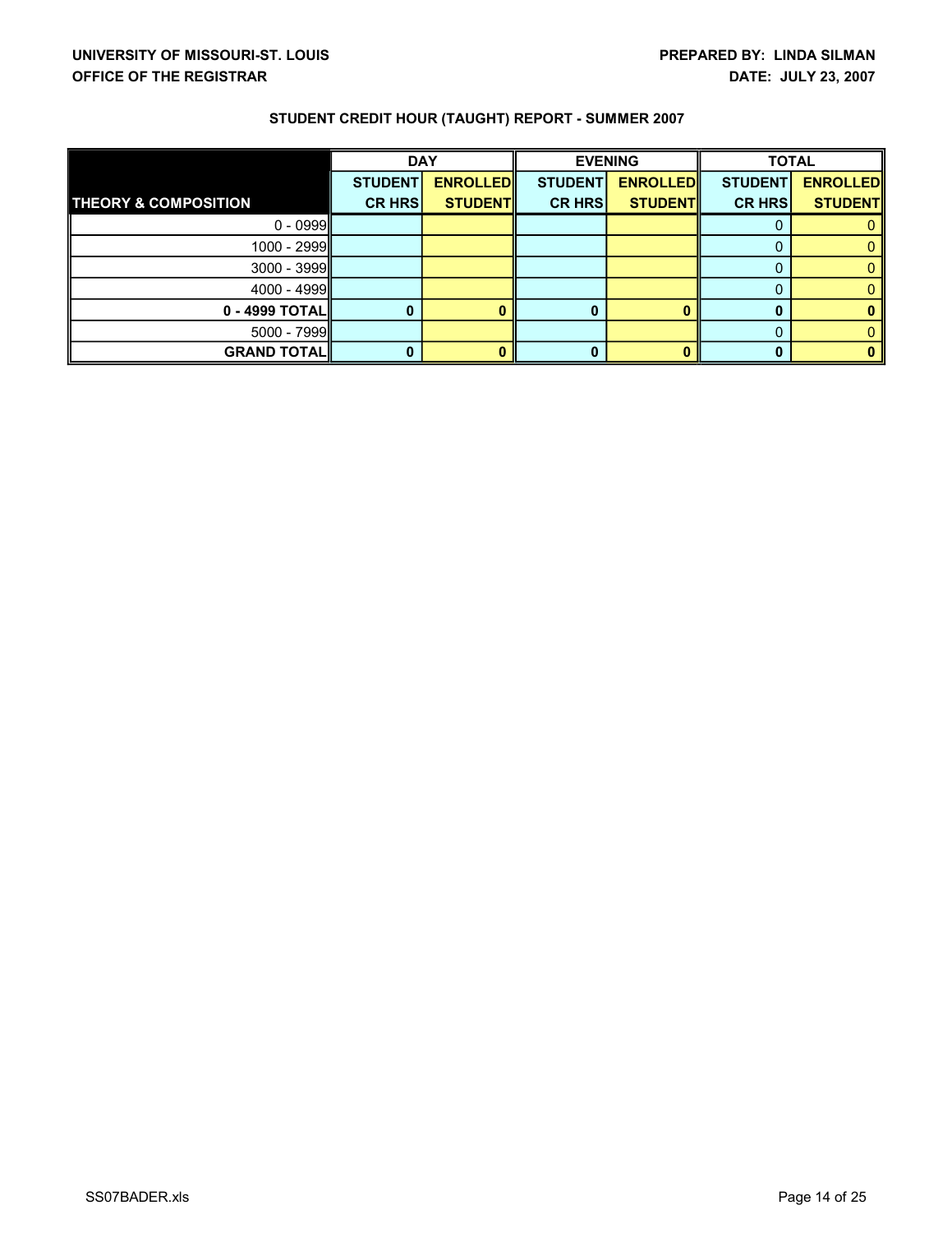**UNIVERSITY OF MISSOURI-ST. LOUIS**
**OFFICE OF THE REGISTRAR**

**PREPARED BY: LINDA SILMAN**
**DATE: JULY 23, 2007**

## STUDENT CREDIT HOUR (TAUGHT) REPORT - SUMMER 2007

| | DAY | | EVENING | | TOTAL | |
|---|---|---|---|---|---|---|
| **THEORY & COMPOSITION** | **STUDENT CR HRS** | **ENROLLED STUDENT** | **STUDENT CR HRS** | **ENROLLED STUDENT** | **STUDENT CR HRS** | **ENROLLED STUDENT** |
| 0 - 0999 | | | | | 0 | 0 |
| 1000 - 2999 | | | | | 0 | 0 |
| 3000 - 3999 | | | | | 0 | 0 |
| 4000 - 4999 | | | | | 0 | 0 |
| **0 - 4999 TOTAL** | **0** | **0** | **0** | **0** | **0** | **0** |
| 5000 - 7999 | | | | | 0 | 0 |
| **GRAND TOTAL** | **0** | **0** | **0** | **0** | **0** | **0** |

SS07BADER.xls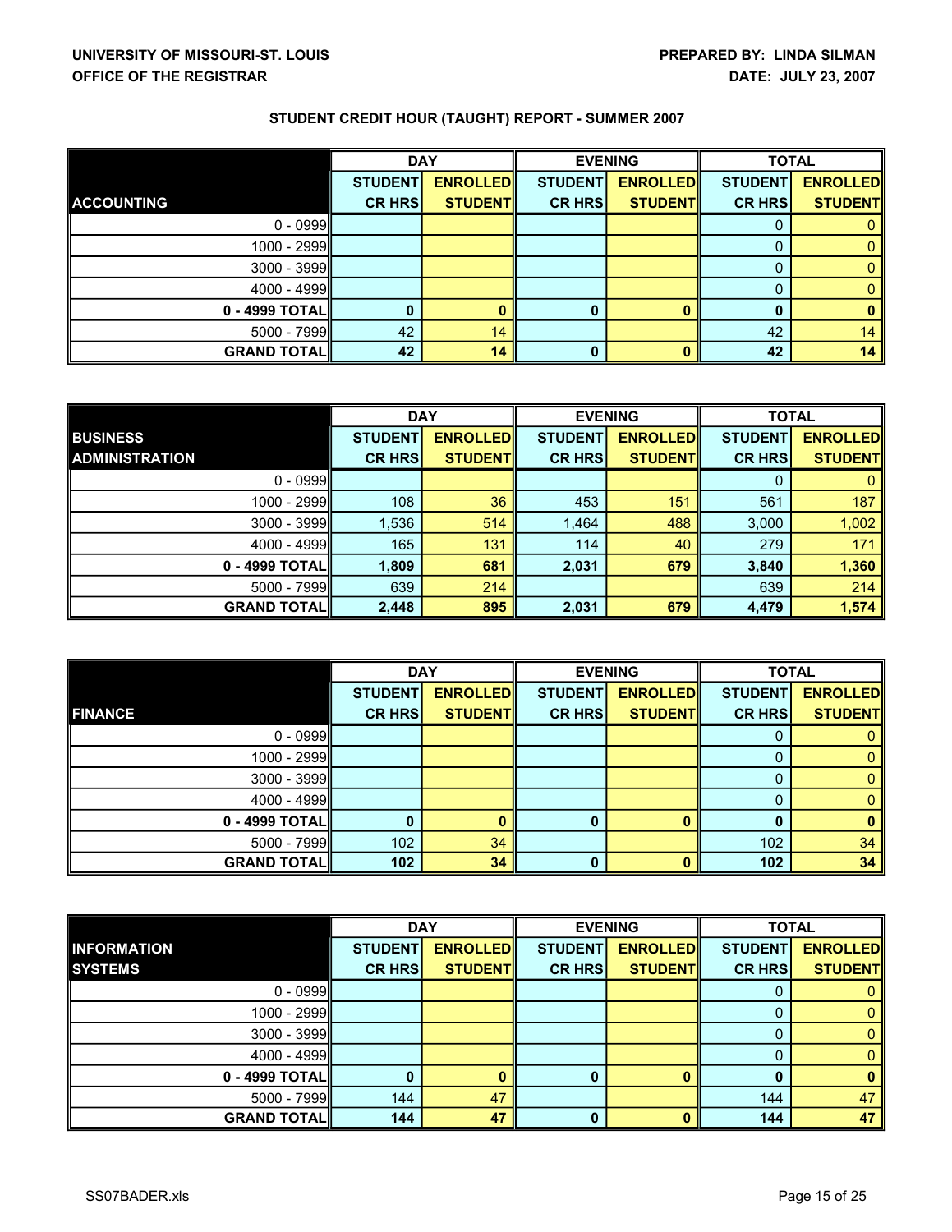**UNIVERSITY OF MISSOURI-ST. LOUIS**
**OFFICE OF THE REGISTRAR**

**PREPARED BY: LINDA SILMAN**
**DATE: JULY 23, 2007**

## STUDENT CREDIT HOUR (TAUGHT) REPORT - SUMMER 2007

| | DAY | | EVENING | | TOTAL | |
|---|---|---|---|---|---|---|
| **ACCOUNTING** | **STUDENT CR HRS** | **ENROLLED STUDENT** | **STUDENT CR HRS** | **ENROLLED STUDENT** | **STUDENT CR HRS** | **ENROLLED STUDENT** |
| 0 - 0999 | | | | | 0 | 0 |
| 1000 - 2999 | | | | | 0 | 0 |
| 3000 - 3999 | | | | | 0 | 0 |
| 4000 - 4999 | | | | | 0 | 0 |
| **0 - 4999 TOTAL** | **0** | **0** | **0** | **0** | **0** | **0** |
| 5000 - 7999 | 42 | 14 | | | 42 | 14 |
| **GRAND TOTAL** | **42** | **14** | **0** | **0** | **42** | **14** |

| | DAY | | EVENING | | TOTAL | |
|---|---|---|---|---|---|---|
| **BUSINESS ADMINISTRATION** | **STUDENT CR HRS** | **ENROLLED STUDENT** | **STUDENT CR HRS** | **ENROLLED STUDENT** | **STUDENT CR HRS** | **ENROLLED STUDENT** |
| 0 - 0999 | | | | | 0 | 0 |
| 1000 - 2999 | 108 | 36 | 453 | 151 | 561 | 187 |
| 3000 - 3999 | 1,536 | 514 | 1,464 | 488 | 3,000 | 1,002 |
| 4000 - 4999 | 165 | 131 | 114 | 40 | 279 | 171 |
| **0 - 4999 TOTAL** | **1,809** | **681** | **2,031** | **679** | **3,840** | **1,360** |
| 5000 - 7999 | 639 | 214 | | | 639 | 214 |
| **GRAND TOTAL** | **2,448** | **895** | **2,031** | **679** | **4,479** | **1,574** |

| | DAY | | EVENING | | TOTAL | |
|---|---|---|---|---|---|---|
| **FINANCE** | **STUDENT CR HRS** | **ENROLLED STUDENT** | **STUDENT CR HRS** | **ENROLLED STUDENT** | **STUDENT CR HRS** | **ENROLLED STUDENT** |
| 0 - 0999 | | | | | 0 | 0 |
| 1000 - 2999 | | | | | 0 | 0 |
| 3000 - 3999 | | | | | 0 | 0 |
| 4000 - 4999 | | | | | 0 | 0 |
| **0 - 4999 TOTAL** | **0** | **0** | **0** | **0** | **0** | **0** |
| 5000 - 7999 | 102 | 34 | | | 102 | 34 |
| **GRAND TOTAL** | **102** | **34** | **0** | **0** | **102** | **34** |

| | DAY | | EVENING | | TOTAL | |
|---|---|---|---|---|---|---|
| **INFORMATION SYSTEMS** | **STUDENT CR HRS** | **ENROLLED STUDENT** | **STUDENT CR HRS** | **ENROLLED STUDENT** | **STUDENT CR HRS** | **ENROLLED STUDENT** |
| 0 - 0999 | | | | | 0 | 0 |
| 1000 - 2999 | | | | | 0 | 0 |
| 3000 - 3999 | | | | | 0 | 0 |
| 4000 - 4999 | | | | | 0 | 0 |
| **0 - 4999 TOTAL** | **0** | **0** | **0** | **0** | **0** | **0** |
| 5000 - 7999 | 144 | 47 | | | 144 | 47 |
| **GRAND TOTAL** | **144** | **47** | **0** | **0** | **144** | **47** |

SS07BADER.xls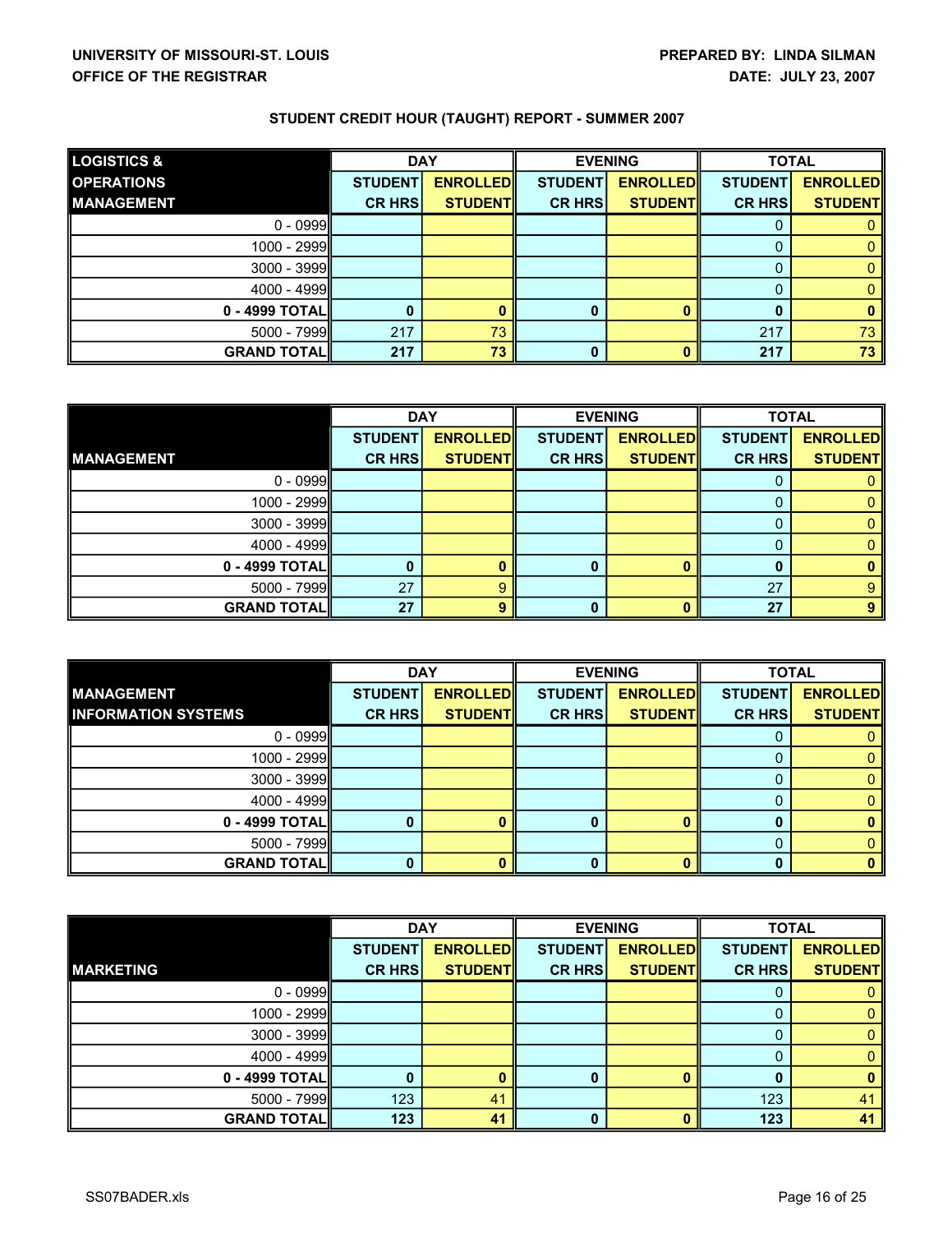**UNIVERSITY OF MISSOURI-ST. LOUIS**
**OFFICE OF THE REGISTRAR**

**PREPARED BY: LINDA SILMAN**
**DATE: JULY 23, 2007**

## STUDENT CREDIT HOUR (TAUGHT) REPORT - SUMMER 2007

| LOGISTICS & OPERATIONS MANAGEMENT | DAY | | EVENING | | TOTAL | |
|---|---|---|---|---|---|---|
| | STUDENT CR HRS | ENROLLED STUDENT | STUDENT CR HRS | ENROLLED STUDENT | STUDENT CR HRS | ENROLLED STUDENT |
| 0 - 0999 | | | | | 0 | 0 |
| 1000 - 2999 | | | | | 0 | 0 |
| 3000 - 3999 | | | | | 0 | 0 |
| 4000 - 4999 | | | | | 0 | 0 |
| **0 - 4999 TOTAL** | **0** | **0** | **0** | **0** | **0** | **0** |
| 5000 - 7999 | 217 | 73 | | | 217 | 73 |
| **GRAND TOTAL** | **217** | **73** | **0** | **0** | **217** | **73** |

| MANAGEMENT | DAY | | EVENING | | TOTAL | |
|---|---|---|---|---|---|---|
| | STUDENT CR HRS | ENROLLED STUDENT | STUDENT CR HRS | ENROLLED STUDENT | STUDENT CR HRS | ENROLLED STUDENT |
| 0 - 0999 | | | | | 0 | 0 |
| 1000 - 2999 | | | | | 0 | 0 |
| 3000 - 3999 | | | | | 0 | 0 |
| 4000 - 4999 | | | | | 0 | 0 |
| **0 - 4999 TOTAL** | **0** | **0** | **0** | **0** | **0** | **0** |
| 5000 - 7999 | 27 | 9 | | | 27 | 9 |
| **GRAND TOTAL** | **27** | **9** | **0** | **0** | **27** | **9** |

| MANAGEMENT INFORMATION SYSTEMS | DAY | | EVENING | | TOTAL | |
|---|---|---|---|---|---|---|
| | STUDENT CR HRS | ENROLLED STUDENT | STUDENT CR HRS | ENROLLED STUDENT | STUDENT CR HRS | ENROLLED STUDENT |
| 0 - 0999 | | | | | 0 | 0 |
| 1000 - 2999 | | | | | 0 | 0 |
| 3000 - 3999 | | | | | 0 | 0 |
| 4000 - 4999 | | | | | 0 | 0 |
| **0 - 4999 TOTAL** | **0** | **0** | **0** | **0** | **0** | **0** |
| 5000 - 7999 | | | | | 0 | 0 |
| **GRAND TOTAL** | **0** | **0** | **0** | **0** | **0** | **0** |

| MARKETING | DAY | | EVENING | | TOTAL | |
|---|---|---|---|---|---|---|
| | STUDENT CR HRS | ENROLLED STUDENT | STUDENT CR HRS | ENROLLED STUDENT | STUDENT CR HRS | ENROLLED STUDENT |
| 0 - 0999 | | | | | 0 | 0 |
| 1000 - 2999 | | | | | 0 | 0 |
| 3000 - 3999 | | | | | 0 | 0 |
| 4000 - 4999 | | | | | 0 | 0 |
| **0 - 4999 TOTAL** | **0** | **0** | **0** | **0** | **0** | **0** |
| 5000 - 7999 | 123 | 41 | | | 123 | 41 |
| **GRAND TOTAL** | **123** | **41** | **0** | **0** | **123** | **41** |

SS07BADER.xls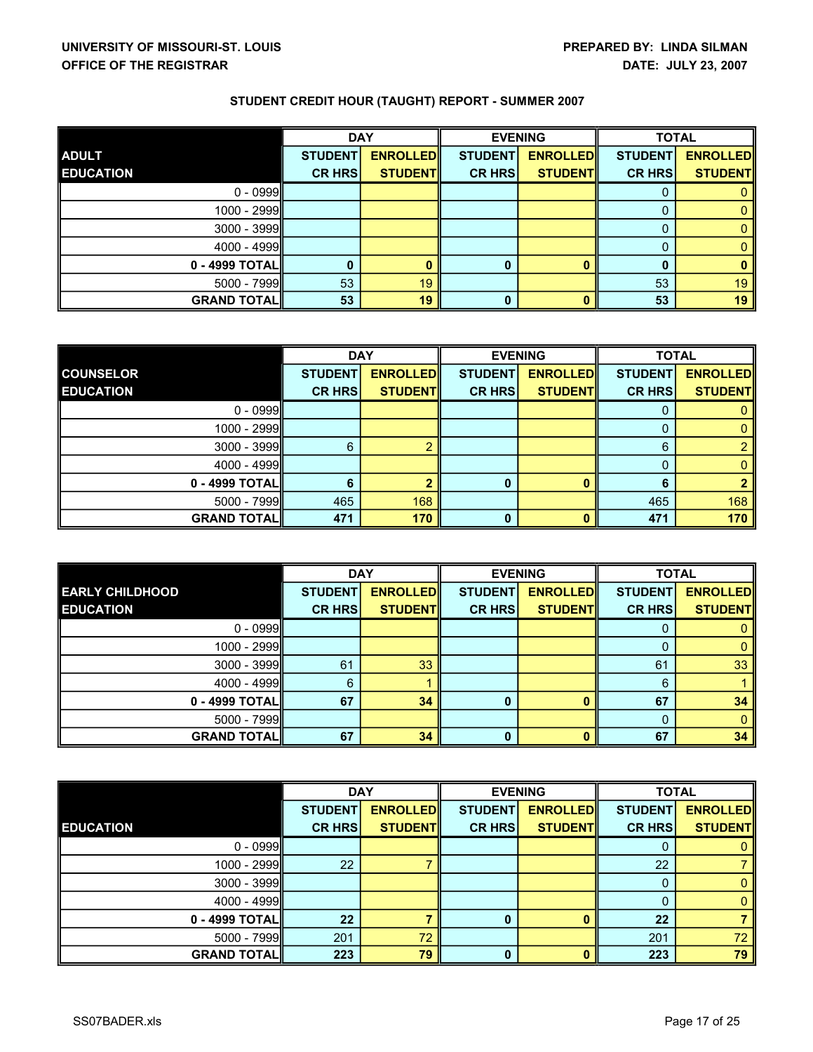**UNIVERSITY OF MISSOURI-ST. LOUIS**
**OFFICE OF THE REGISTRAR**

**PREPARED BY: LINDA SILMAN**
**DATE: JULY 23, 2007**

## STUDENT CREDIT HOUR (TAUGHT) REPORT - SUMMER 2007

| ADULT EDUCATION | DAY | | EVENING | | TOTAL | |
|---|---|---|---|---|---|---|
| | STUDENT CR HRS | ENROLLED STUDENT | STUDENT CR HRS | ENROLLED STUDENT | STUDENT CR HRS | ENROLLED STUDENT |
| 0 - 0999 | | | | | 0 | 0 |
| 1000 - 2999 | | | | | 0 | 0 |
| 3000 - 3999 | | | | | 0 | 0 |
| 4000 - 4999 | | | | | 0 | 0 |
| **0 - 4999 TOTAL** | **0** | **0** | **0** | **0** | **0** | **0** |
| 5000 - 7999 | 53 | 19 | | | 53 | 19 |
| **GRAND TOTAL** | **53** | **19** | **0** | **0** | **53** | **19** |

| COUNSELOR EDUCATION | DAY | | EVENING | | TOTAL | |
|---|---|---|---|---|---|---|
| | STUDENT CR HRS | ENROLLED STUDENT | STUDENT CR HRS | ENROLLED STUDENT | STUDENT CR HRS | ENROLLED STUDENT |
| 0 - 0999 | | | | | 0 | 0 |
| 1000 - 2999 | | | | | 0 | 0 |
| 3000 - 3999 | 6 | 2 | | | 6 | 2 |
| 4000 - 4999 | | | | | 0 | 0 |
| **0 - 4999 TOTAL** | **6** | **2** | **0** | **0** | **6** | **2** |
| 5000 - 7999 | 465 | 168 | | | 465 | 168 |
| **GRAND TOTAL** | **471** | **170** | **0** | **0** | **471** | **170** |

| EARLY CHILDHOOD EDUCATION | DAY | | EVENING | | TOTAL | |
|---|---|---|---|---|---|---|
| | STUDENT CR HRS | ENROLLED STUDENT | STUDENT CR HRS | ENROLLED STUDENT | STUDENT CR HRS | ENROLLED STUDENT |
| 0 - 0999 | | | | | 0 | 0 |
| 1000 - 2999 | | | | | 0 | 0 |
| 3000 - 3999 | 61 | 33 | | | 61 | 33 |
| 4000 - 4999 | 6 | 1 | | | 6 | 1 |
| **0 - 4999 TOTAL** | **67** | **34** | **0** | **0** | **67** | **34** |
| 5000 - 7999 | | | | | 0 | 0 |
| **GRAND TOTAL** | **67** | **34** | **0** | **0** | **67** | **34** |

| EDUCATION | DAY | | EVENING | | TOTAL | |
|---|---|---|---|---|---|---|
| | STUDENT CR HRS | ENROLLED STUDENT | STUDENT CR HRS | ENROLLED STUDENT | STUDENT CR HRS | ENROLLED STUDENT |
| 0 - 0999 | | | | | 0 | 0 |
| 1000 - 2999 | 22 | 7 | | | 22 | 7 |
| 3000 - 3999 | | | | | 0 | 0 |
| 4000 - 4999 | | | | | 0 | 0 |
| **0 - 4999 TOTAL** | **22** | **7** | **0** | **0** | **22** | **7** |
| 5000 - 7999 | 201 | 72 | | | 201 | 72 |
| **GRAND TOTAL** | **223** | **79** | **0** | **0** | **223** | **79** |

SS07BADER.xls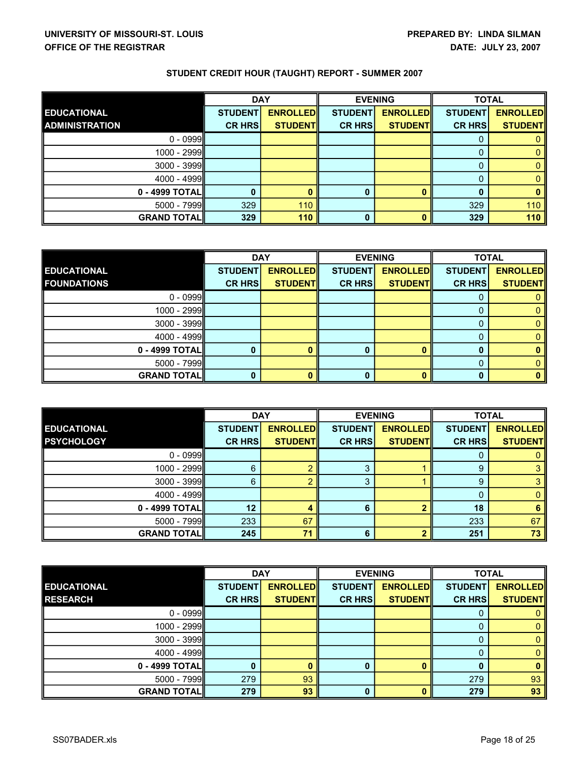**UNIVERSITY OF MISSOURI-ST. LOUIS**
**OFFICE OF THE REGISTRAR**

**PREPARED BY: LINDA SILMAN**
**DATE: JULY 23, 2007**

## STUDENT CREDIT HOUR (TAUGHT) REPORT - SUMMER 2007

| EDUCATIONAL ADMINISTRATION | DAY | | EVENING | | TOTAL | |
|---|---|---|---|---|---|---|
| | STUDENT CR HRS | ENROLLED STUDENT | STUDENT CR HRS | ENROLLED STUDENT | STUDENT CR HRS | ENROLLED STUDENT |
| 0 - 0999 | | | | | 0 | 0 |
| 1000 - 2999 | | | | | 0 | 0 |
| 3000 - 3999 | | | | | 0 | 0 |
| 4000 - 4999 | | | | | 0 | 0 |
| **0 - 4999 TOTAL** | **0** | **0** | **0** | **0** | **0** | **0** |
| 5000 - 7999 | 329 | 110 | | | 329 | 110 |
| **GRAND TOTAL** | **329** | **110** | **0** | **0** | **329** | **110** |

| EDUCATIONAL FOUNDATIONS | DAY | | EVENING | | TOTAL | |
|---|---|---|---|---|---|---|
| | STUDENT CR HRS | ENROLLED STUDENT | STUDENT CR HRS | ENROLLED STUDENT | STUDENT CR HRS | ENROLLED STUDENT |
| 0 - 0999 | | | | | 0 | 0 |
| 1000 - 2999 | | | | | 0 | 0 |
| 3000 - 3999 | | | | | 0 | 0 |
| 4000 - 4999 | | | | | 0 | 0 |
| **0 - 4999 TOTAL** | **0** | **0** | **0** | **0** | **0** | **0** |
| 5000 - 7999 | | | | | 0 | 0 |
| **GRAND TOTAL** | **0** | **0** | **0** | **0** | **0** | **0** |

| EDUCATIONAL PSYCHOLOGY | DAY | | EVENING | | TOTAL | |
|---|---|---|---|---|---|---|
| | STUDENT CR HRS | ENROLLED STUDENT | STUDENT CR HRS | ENROLLED STUDENT | STUDENT CR HRS | ENROLLED STUDENT |
| 0 - 0999 | | | | | 0 | 0 |
| 1000 - 2999 | 6 | 2 | 3 | 1 | 9 | 3 |
| 3000 - 3999 | 6 | 2 | 3 | 1 | 9 | 3 |
| 4000 - 4999 | | | | | 0 | 0 |
| **0 - 4999 TOTAL** | **12** | **4** | **6** | **2** | **18** | **6** |
| 5000 - 7999 | 233 | 67 | | | 233 | 67 |
| **GRAND TOTAL** | **245** | **71** | **6** | **2** | **251** | **73** |

| EDUCATIONAL RESEARCH | DAY | | EVENING | | TOTAL | |
|---|---|---|---|---|---|---|
| | STUDENT CR HRS | ENROLLED STUDENT | STUDENT CR HRS | ENROLLED STUDENT | STUDENT CR HRS | ENROLLED STUDENT |
| 0 - 0999 | | | | | 0 | 0 |
| 1000 - 2999 | | | | | 0 | 0 |
| 3000 - 3999 | | | | | 0 | 0 |
| 4000 - 4999 | | | | | 0 | 0 |
| **0 - 4999 TOTAL** | **0** | **0** | **0** | **0** | **0** | **0** |
| 5000 - 7999 | 279 | 93 | | | 279 | 93 |
| **GRAND TOTAL** | **279** | **93** | **0** | **0** | **279** | **93** |

SS07BADER.xls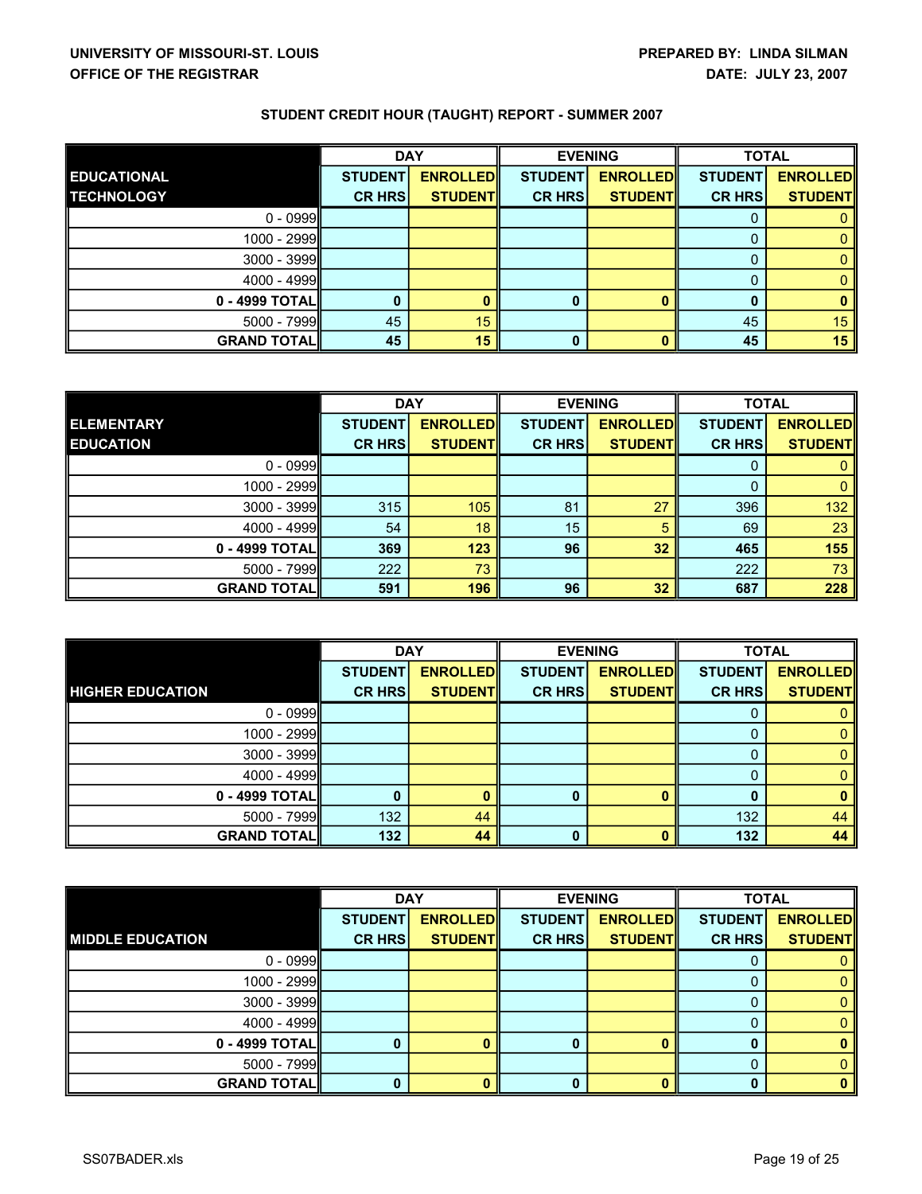UNIVERSITY OF MISSOURI-ST. LOUIS
OFFICE OF THE REGISTRAR

PREPARED BY: LINDA SILMAN
DATE: JULY 23, 2007

## STUDENT CREDIT HOUR (TAUGHT) REPORT - SUMMER 2007

| EDUCATIONAL TECHNOLOGY | DAY | | EVENING | | TOTAL | |
|---|---|---|---|---|---|---|
| | STUDENT CR HRS | ENROLLED STUDENT | STUDENT CR HRS | ENROLLED STUDENT | STUDENT CR HRS | ENROLLED STUDENT |
| 0 - 0999 | | | | | 0 | 0 |
| 1000 - 2999 | | | | | 0 | 0 |
| 3000 - 3999 | | | | | 0 | 0 |
| 4000 - 4999 | | | | | 0 | 0 |
| **0 - 4999 TOTAL** | **0** | **0** | **0** | **0** | **0** | **0** |
| 5000 - 7999 | 45 | 15 | | | 45 | 15 |
| **GRAND TOTAL** | **45** | **15** | **0** | **0** | **45** | **15** |

| ELEMENTARY EDUCATION | DAY | | EVENING | | TOTAL | |
|---|---|---|---|---|---|---|
| | STUDENT CR HRS | ENROLLED STUDENT | STUDENT CR HRS | ENROLLED STUDENT | STUDENT CR HRS | ENROLLED STUDENT |
| 0 - 0999 | | | | | 0 | 0 |
| 1000 - 2999 | | | | | 0 | 0 |
| 3000 - 3999 | 315 | 105 | 81 | 27 | 396 | 132 |
| 4000 - 4999 | 54 | 18 | 15 | 5 | 69 | 23 |
| **0 - 4999 TOTAL** | **369** | **123** | **96** | **32** | **465** | **155** |
| 5000 - 7999 | 222 | 73 | | | 222 | 73 |
| **GRAND TOTAL** | **591** | **196** | **96** | **32** | **687** | **228** |

| HIGHER EDUCATION | DAY | | EVENING | | TOTAL | |
|---|---|---|---|---|---|---|
| | STUDENT CR HRS | ENROLLED STUDENT | STUDENT CR HRS | ENROLLED STUDENT | STUDENT CR HRS | ENROLLED STUDENT |
| 0 - 0999 | | | | | 0 | 0 |
| 1000 - 2999 | | | | | 0 | 0 |
| 3000 - 3999 | | | | | 0 | 0 |
| 4000 - 4999 | | | | | 0 | 0 |
| **0 - 4999 TOTAL** | **0** | **0** | **0** | **0** | **0** | **0** |
| 5000 - 7999 | 132 | 44 | | | 132 | 44 |
| **GRAND TOTAL** | **132** | **44** | **0** | **0** | **132** | **44** |

| MIDDLE EDUCATION | DAY | | EVENING | | TOTAL | |
|---|---|---|---|---|---|---|
| | STUDENT CR HRS | ENROLLED STUDENT | STUDENT CR HRS | ENROLLED STUDENT | STUDENT CR HRS | ENROLLED STUDENT |
| 0 - 0999 | | | | | 0 | 0 |
| 1000 - 2999 | | | | | 0 | 0 |
| 3000 - 3999 | | | | | 0 | 0 |
| 4000 - 4999 | | | | | 0 | 0 |
| **0 - 4999 TOTAL** | **0** | **0** | **0** | **0** | **0** | **0** |
| 5000 - 7999 | | | | | 0 | 0 |
| **GRAND TOTAL** | **0** | **0** | **0** | **0** | **0** | **0** |

SS07BADER.xls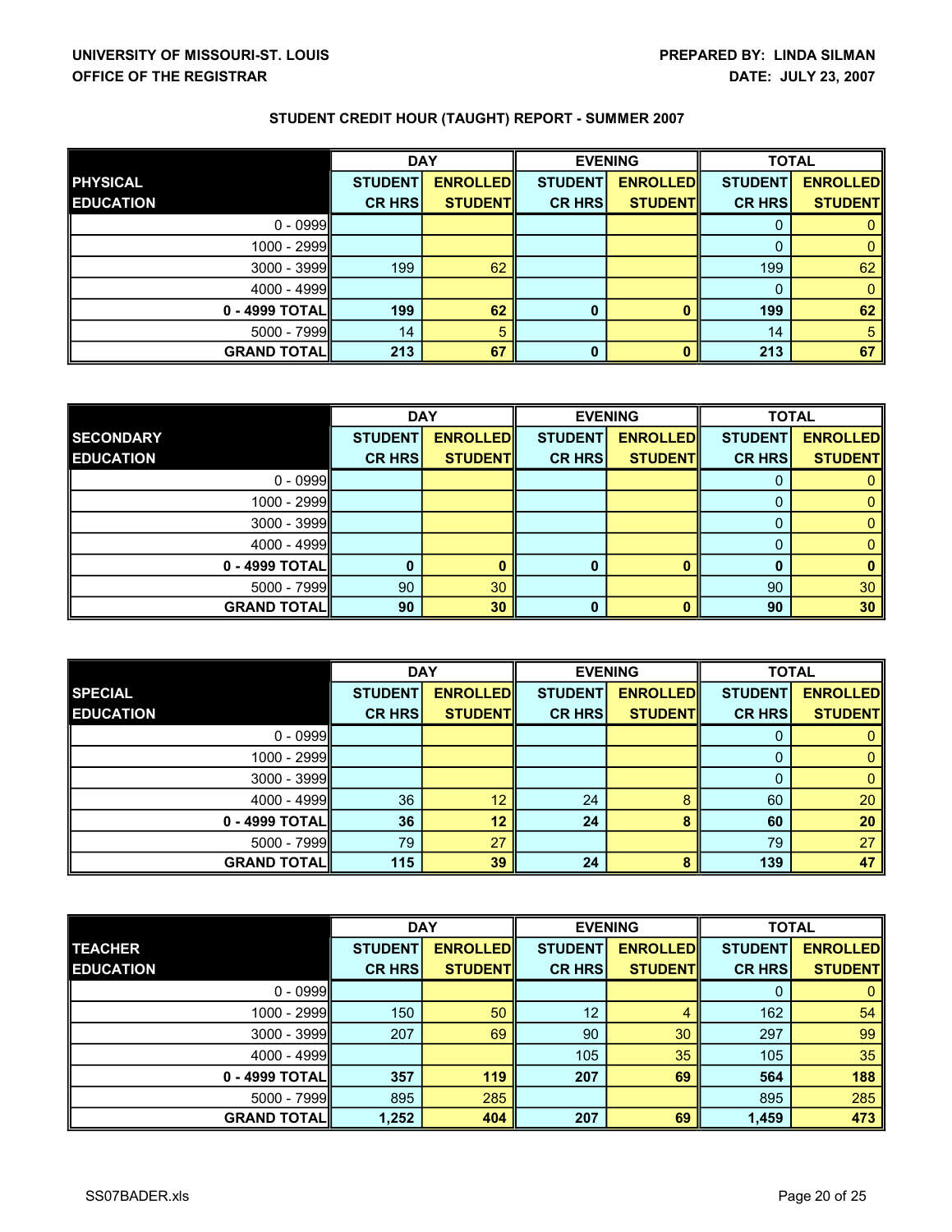**UNIVERSITY OF MISSOURI-ST. LOUIS**
**OFFICE OF THE REGISTRAR**

**PREPARED BY: LINDA SILMAN**
**DATE: JULY 23, 2007**

## STUDENT CREDIT HOUR (TAUGHT) REPORT - SUMMER 2007

| PHYSICAL EDUCATION | DAY | | EVENING | | TOTAL | |
|---|---|---|---|---|---|---|
| | STUDENT CR HRS | ENROLLED STUDENT | STUDENT CR HRS | ENROLLED STUDENT | STUDENT CR HRS | ENROLLED STUDENT |
| 0 - 0999 | | | | | 0 | 0 |
| 1000 - 2999 | | | | | 0 | 0 |
| 3000 - 3999 | 199 | 62 | | | 199 | 62 |
| 4000 - 4999 | | | | | 0 | 0 |
| **0 - 4999 TOTAL** | **199** | **62** | **0** | **0** | **199** | **62** |
| 5000 - 7999 | 14 | 5 | | | 14 | 5 |
| **GRAND TOTAL** | **213** | **67** | **0** | **0** | **213** | **67** |

| SECONDARY EDUCATION | DAY | | EVENING | | TOTAL | |
|---|---|---|---|---|---|---|
| | STUDENT CR HRS | ENROLLED STUDENT | STUDENT CR HRS | ENROLLED STUDENT | STUDENT CR HRS | ENROLLED STUDENT |
| 0 - 0999 | | | | | 0 | 0 |
| 1000 - 2999 | | | | | 0 | 0 |
| 3000 - 3999 | | | | | 0 | 0 |
| 4000 - 4999 | | | | | 0 | 0 |
| **0 - 4999 TOTAL** | **0** | **0** | **0** | **0** | **0** | **0** |
| 5000 - 7999 | 90 | 30 | | | 90 | 30 |
| **GRAND TOTAL** | **90** | **30** | **0** | **0** | **90** | **30** |

| SPECIAL EDUCATION | DAY | | EVENING | | TOTAL | |
|---|---|---|---|---|---|---|
| | STUDENT CR HRS | ENROLLED STUDENT | STUDENT CR HRS | ENROLLED STUDENT | STUDENT CR HRS | ENROLLED STUDENT |
| 0 - 0999 | | | | | 0 | 0 |
| 1000 - 2999 | | | | | 0 | 0 |
| 3000 - 3999 | | | | | 0 | 0 |
| 4000 - 4999 | 36 | 12 | 24 | 8 | 60 | 20 |
| **0 - 4999 TOTAL** | **36** | **12** | **24** | **8** | **60** | **20** |
| 5000 - 7999 | 79 | 27 | | | 79 | 27 |
| **GRAND TOTAL** | **115** | **39** | **24** | **8** | **139** | **47** |

| TEACHER EDUCATION | DAY | | EVENING | | TOTAL | |
|---|---|---|---|---|---|---|
| | STUDENT CR HRS | ENROLLED STUDENT | STUDENT CR HRS | ENROLLED STUDENT | STUDENT CR HRS | ENROLLED STUDENT |
| 0 - 0999 | | | | | 0 | 0 |
| 1000 - 2999 | 150 | 50 | 12 | 4 | 162 | 54 |
| 3000 - 3999 | 207 | 69 | 90 | 30 | 297 | 99 |
| 4000 - 4999 | | | 105 | 35 | 105 | 35 |
| **0 - 4999 TOTAL** | **357** | **119** | **207** | **69** | **564** | **188** |
| 5000 - 7999 | 895 | 285 | | | 895 | 285 |
| **GRAND TOTAL** | **1,252** | **404** | **207** | **69** | **1,459** | **473** |

SS07BADER.xls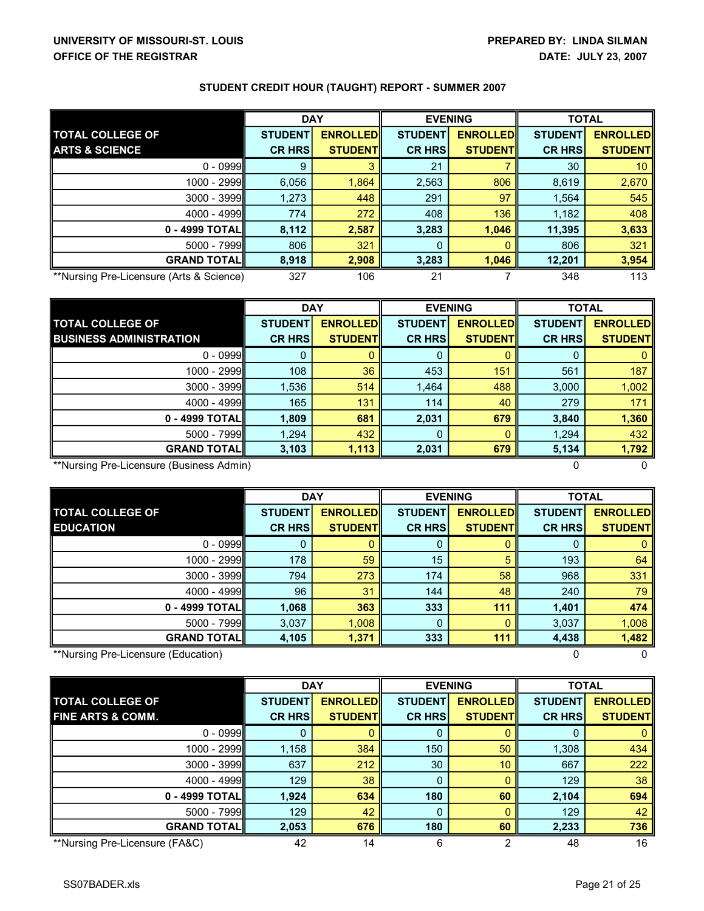UNIVERSITY OF MISSOURI-ST. LOUIS
OFFICE OF THE REGISTRAR

PREPARED BY: LINDA SILMAN
DATE: JULY 23, 2007

## STUDENT CREDIT HOUR (TAUGHT) REPORT - SUMMER 2007

| TOTAL COLLEGE OF ARTS & SCIENCE | DAY | | EVENING | | TOTAL | |
|---|---|---|---|---|---|---|
| | STUDENT CR HRS | ENROLLED STUDENT | STUDENT CR HRS | ENROLLED STUDENT | STUDENT CR HRS | ENROLLED STUDENT |
| 0 - 0999 | 9 | 3 | 21 | 7 | 30 | 10 |
| 1000 - 2999 | 6,056 | 1,864 | 2,563 | 806 | 8,619 | 2,670 |
| 3000 - 3999 | 1,273 | 448 | 291 | 97 | 1,564 | 545 |
| 4000 - 4999 | 774 | 272 | 408 | 136 | 1,182 | 408 |
| **0 - 4999 TOTAL** | **8,112** | **2,587** | **3,283** | **1,046** | **11,395** | **3,633** |
| 5000 - 7999 | 806 | 321 | 0 | 0 | 806 | 321 |
| **GRAND TOTAL** | **8,918** | **2,908** | **3,283** | **1,046** | **12,201** | **3,954** |
| **Nursing Pre-Licensure (Arts & Science) | 327 | 106 | 21 | 7 | 348 | 113 |

| TOTAL COLLEGE OF BUSINESS ADMINISTRATION | DAY | | EVENING | | TOTAL | |
|---|---|---|---|---|---|---|
| | STUDENT CR HRS | ENROLLED STUDENT | STUDENT CR HRS | ENROLLED STUDENT | STUDENT CR HRS | ENROLLED STUDENT |
| 0 - 0999 | 0 | 0 | 0 | 0 | 0 | 0 |
| 1000 - 2999 | 108 | 36 | 453 | 151 | 561 | 187 |
| 3000 - 3999 | 1,536 | 514 | 1,464 | 488 | 3,000 | 1,002 |
| 4000 - 4999 | 165 | 131 | 114 | 40 | 279 | 171 |
| **0 - 4999 TOTAL** | **1,809** | **681** | **2,031** | **679** | **3,840** | **1,360** |
| 5000 - 7999 | 1,294 | 432 | 0 | 0 | 1,294 | 432 |
| **GRAND TOTAL** | **3,103** | **1,113** | **2,031** | **679** | **5,134** | **1,792** |
| **Nursing Pre-Licensure (Business Admin) | | | | | 0 | 0 |

| TOTAL COLLEGE OF EDUCATION | DAY | | EVENING | | TOTAL | |
|---|---|---|---|---|---|---|
| | STUDENT CR HRS | ENROLLED STUDENT | STUDENT CR HRS | ENROLLED STUDENT | STUDENT CR HRS | ENROLLED STUDENT |
| 0 - 0999 | 0 | 0 | 0 | 0 | 0 | 0 |
| 1000 - 2999 | 178 | 59 | 15 | 5 | 193 | 64 |
| 3000 - 3999 | 794 | 273 | 174 | 58 | 968 | 331 |
| 4000 - 4999 | 96 | 31 | 144 | 48 | 240 | 79 |
| **0 - 4999 TOTAL** | **1,068** | **363** | **333** | **111** | **1,401** | **474** |
| 5000 - 7999 | 3,037 | 1,008 | 0 | 0 | 3,037 | 1,008 |
| **GRAND TOTAL** | **4,105** | **1,371** | **333** | **111** | **4,438** | **1,482** |
| **Nursing Pre-Licensure (Education) | | | | | 0 | 0 |

| TOTAL COLLEGE OF FINE ARTS & COMM. | DAY | | EVENING | | TOTAL | |
|---|---|---|---|---|---|---|
| | STUDENT CR HRS | ENROLLED STUDENT | STUDENT CR HRS | ENROLLED STUDENT | STUDENT CR HRS | ENROLLED STUDENT |
| 0 - 0999 | 0 | 0 | 0 | 0 | 0 | 0 |
| 1000 - 2999 | 1,158 | 384 | 150 | 50 | 1,308 | 434 |
| 3000 - 3999 | 637 | 212 | 30 | 10 | 667 | 222 |
| 4000 - 4999 | 129 | 38 | 0 | 0 | 129 | 38 |
| **0 - 4999 TOTAL** | **1,924** | **634** | **180** | **60** | **2,104** | **694** |
| 5000 - 7999 | 129 | 42 | 0 | 0 | 129 | 42 |
| **GRAND TOTAL** | **2,053** | **676** | **180** | **60** | **2,233** | **736** |
| **Nursing Pre-Licensure (FA&C) | 42 | 14 | 6 | 2 | 48 | 16 |

SS07BADER.xls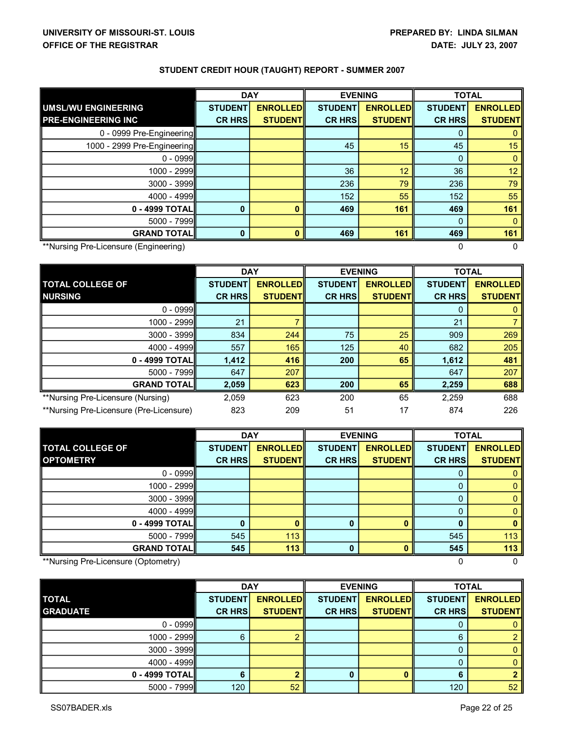**UNIVERSITY OF MISSOURI-ST. LOUIS**
**OFFICE OF THE REGISTRAR**

**PREPARED BY: LINDA SILMAN**
**DATE: JULY 23, 2007**

## STUDENT CREDIT HOUR (TAUGHT) REPORT - SUMMER 2007

| UMSL/WU ENGINEERING PRE-ENGINEERING INC | DAY | | EVENING | | TOTAL | |
|---|---|---|---|---|---|---|
| | STUDENT CR HRS | ENROLLED STUDENT | STUDENT CR HRS | ENROLLED STUDENT | STUDENT CR HRS | ENROLLED STUDENT |
| 0 - 0999 Pre-Engineering | | | | | 0 | 0 |
| 1000 - 2999 Pre-Engineering | | | 45 | 15 | 45 | 15 |
| 0 - 0999 | | | | | 0 | 0 |
| 1000 - 2999 | | | 36 | 12 | 36 | 12 |
| 3000 - 3999 | | | 236 | 79 | 236 | 79 |
| 4000 - 4999 | | | 152 | 55 | 152 | 55 |
| **0 - 4999 TOTAL** | **0** | **0** | **469** | **161** | **469** | **161** |
| 5000 - 7999 | | | | | 0 | 0 |
| **GRAND TOTAL** | **0** | **0** | **469** | **161** | **469** | **161** |
| **Nursing Pre-Licensure (Engineering) | | | | | 0 | 0 |

| TOTAL COLLEGE OF NURSING | DAY | | EVENING | | TOTAL | |
|---|---|---|---|---|---|---|
| | STUDENT CR HRS | ENROLLED STUDENT | STUDENT CR HRS | ENROLLED STUDENT | STUDENT CR HRS | ENROLLED STUDENT |
| 0 - 0999 | | | | | 0 | 0 |
| 1000 - 2999 | 21 | 7 | | | 21 | 7 |
| 3000 - 3999 | 834 | 244 | 75 | 25 | 909 | 269 |
| 4000 - 4999 | 557 | 165 | 125 | 40 | 682 | 205 |
| **0 - 4999 TOTAL** | **1,412** | **416** | **200** | **65** | **1,612** | **481** |
| 5000 - 7999 | 647 | 207 | | | 647 | 207 |
| **GRAND TOTAL** | **2,059** | **623** | **200** | **65** | **2,259** | **688** |
| **Nursing Pre-Licensure (Nursing) | 2,059 | 623 | 200 | 65 | 2,259 | 688 |
| **Nursing Pre-Licensure (Pre-Licensure) | 823 | 209 | 51 | 17 | 874 | 226 |

| TOTAL COLLEGE OF OPTOMETRY | DAY | | EVENING | | TOTAL | |
|---|---|---|---|---|---|---|
| | STUDENT CR HRS | ENROLLED STUDENT | STUDENT CR HRS | ENROLLED STUDENT | STUDENT CR HRS | ENROLLED STUDENT |
| 0 - 0999 | | | | | 0 | 0 |
| 1000 - 2999 | | | | | 0 | 0 |
| 3000 - 3999 | | | | | 0 | 0 |
| 4000 - 4999 | | | | | 0 | 0 |
| **0 - 4999 TOTAL** | **0** | **0** | **0** | **0** | **0** | **0** |
| 5000 - 7999 | 545 | 113 | | | 545 | 113 |
| **GRAND TOTAL** | **545** | **113** | **0** | **0** | **545** | **113** |
| **Nursing Pre-Licensure (Optometry) | | | | | 0 | 0 |

| TOTAL GRADUATE | DAY | | EVENING | | TOTAL | |
|---|---|---|---|---|---|---|
| | STUDENT CR HRS | ENROLLED STUDENT | STUDENT CR HRS | ENROLLED STUDENT | STUDENT CR HRS | ENROLLED STUDENT |
| 0 - 0999 | | | | | 0 | 0 |
| 1000 - 2999 | 6 | 2 | | | 6 | 2 |
| 3000 - 3999 | | | | | 0 | 0 |
| 4000 - 4999 | | | | | 0 | 0 |
| **0 - 4999 TOTAL** | **6** | **2** | **0** | **0** | **6** | **2** |
| 5000 - 7999 | 120 | 52 | | | 120 | 52 |

SS07BADER.xls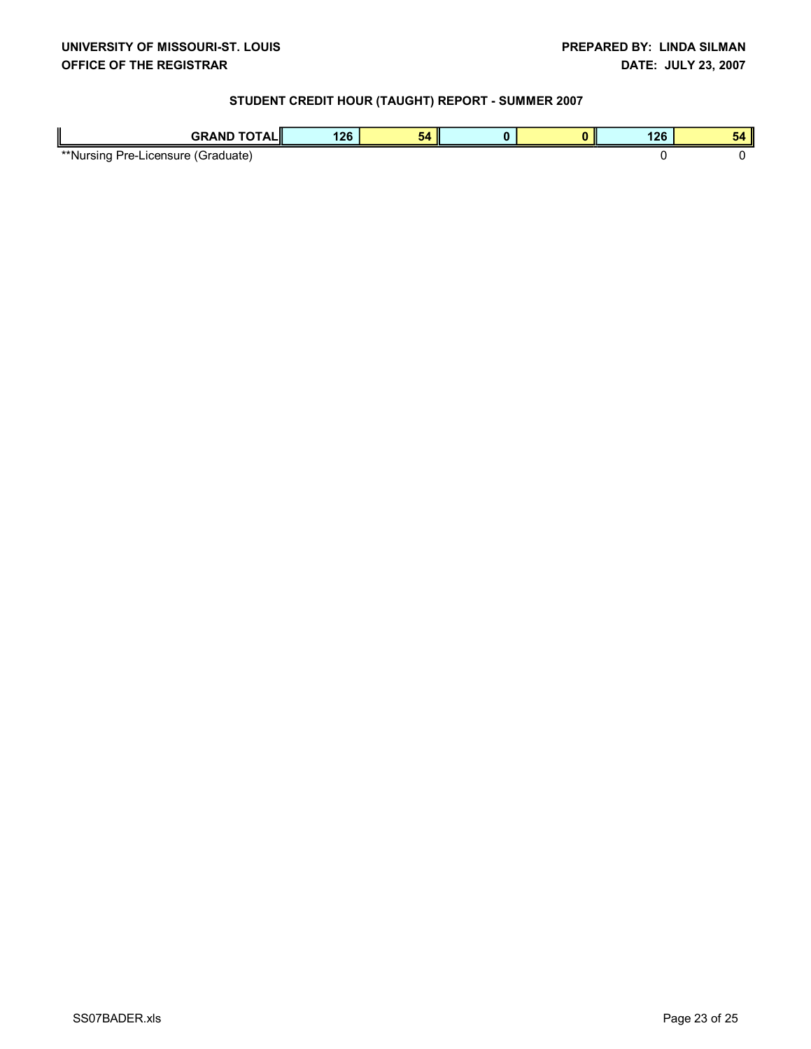**UNIVERSITY OF MISSOURI-ST. LOUIS** **PREPARED BY: LINDA SILMAN**
**OFFICE OF THE REGISTRAR** **DATE: JULY 23, 2007**

### STUDENT CREDIT HOUR (TAUGHT) REPORT - SUMMER 2007

| | | | | | | |
|---|---|---|---|---|---|---|
| **GRAND TOTAL** | **126** | **54** | **0** | **0** | **126** | **54** |
| **Nursing Pre-Licensure (Graduate) | | | | | 0 | 0 |

SS07BADER.xls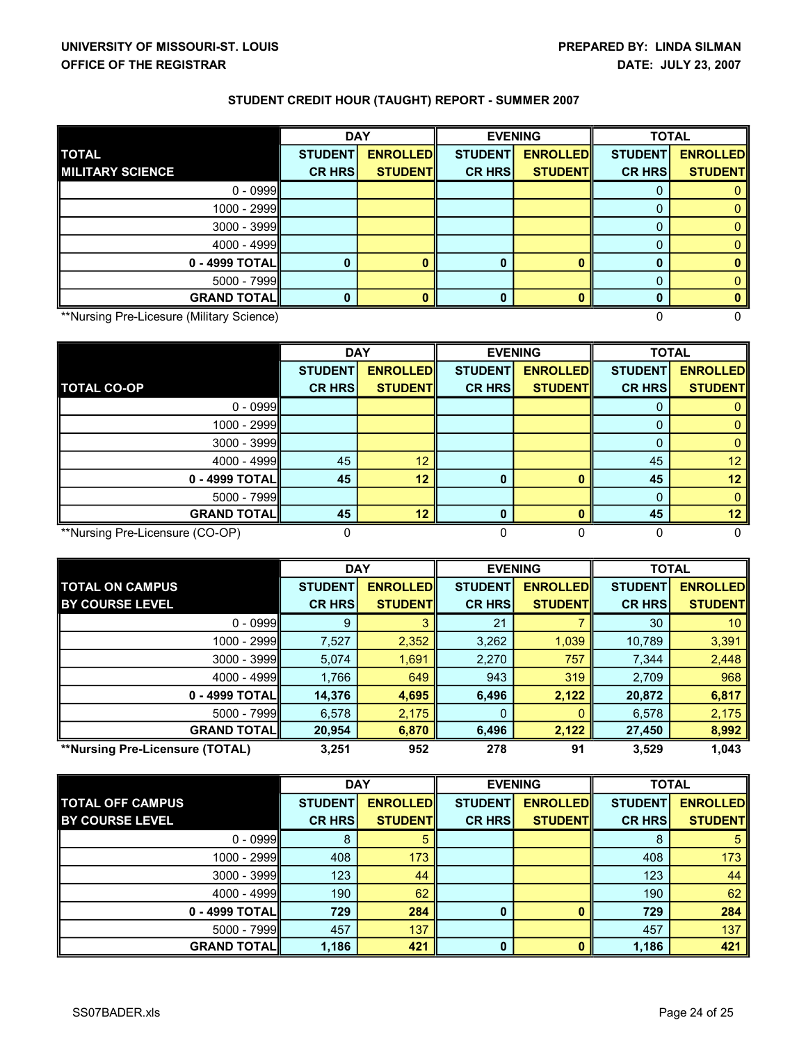**UNIVERSITY OF MISSOURI-ST. LOUIS**
**OFFICE OF THE REGISTRAR**

**PREPARED BY: LINDA SILMAN**
**DATE: JULY 23, 2007**

**STUDENT CREDIT HOUR (TAUGHT) REPORT - SUMMER 2007**

| TOTAL MILITARY SCIENCE | DAY STUDENT CR HRS | DAY ENROLLED STUDENT | EVENING STUDENT CR HRS | EVENING ENROLLED STUDENT | TOTAL STUDENT CR HRS | TOTAL ENROLLED STUDENT |
|---|---|---|---|---|---|---|
| 0 - 0999 | | | | | 0 | 0 |
| 1000 - 2999 | | | | | 0 | 0 |
| 3000 - 3999 | | | | | 0 | 0 |
| 4000 - 4999 | | | | | 0 | 0 |
| **0 - 4999 TOTAL** | **0** | **0** | **0** | **0** | **0** | **0** |
| 5000 - 7999 | | | | | 0 | 0 |
| **GRAND TOTAL** | **0** | **0** | **0** | **0** | **0** | **0** |
| **Nursing Pre-Licesure (Military Science) | | | | | 0 | 0 |

| TOTAL CO-OP | DAY STUDENT CR HRS | DAY ENROLLED STUDENT | EVENING STUDENT CR HRS | EVENING ENROLLED STUDENT | TOTAL STUDENT CR HRS | TOTAL ENROLLED STUDENT |
|---|---|---|---|---|---|---|
| 0 - 0999 | | | | | 0 | 0 |
| 1000 - 2999 | | | | | 0 | 0 |
| 3000 - 3999 | | | | | 0 | 0 |
| 4000 - 4999 | 45 | 12 | | | 45 | 12 |
| **0 - 4999 TOTAL** | **45** | **12** | **0** | **0** | **45** | **12** |
| 5000 - 7999 | | | | | 0 | 0 |
| **GRAND TOTAL** | **45** | **12** | **0** | **0** | **45** | **12** |
| **Nursing Pre-Licensure (CO-OP) | 0 | | 0 | 0 | 0 | 0 |

| TOTAL ON CAMPUS BY COURSE LEVEL | DAY STUDENT CR HRS | DAY ENROLLED STUDENT | EVENING STUDENT CR HRS | EVENING ENROLLED STUDENT | TOTAL STUDENT CR HRS | TOTAL ENROLLED STUDENT |
|---|---|---|---|---|---|---|
| 0 - 0999 | 9 | 3 | 21 | 7 | 30 | 10 |
| 1000 - 2999 | 7,527 | 2,352 | 3,262 | 1,039 | 10,789 | 3,391 |
| 3000 - 3999 | 5,074 | 1,691 | 2,270 | 757 | 7,344 | 2,448 |
| 4000 - 4999 | 1,766 | 649 | 943 | 319 | 2,709 | 968 |
| **0 - 4999 TOTAL** | **14,376** | **4,695** | **6,496** | **2,122** | **20,872** | **6,817** |
| 5000 - 7999 | 6,578 | 2,175 | 0 | 0 | 6,578 | 2,175 |
| **GRAND TOTAL** | **20,954** | **6,870** | **6,496** | **2,122** | **27,450** | **8,992** |
| **\*\*Nursing Pre-Licensure (TOTAL)** | **3,251** | **952** | **278** | **91** | **3,529** | **1,043** |

| TOTAL OFF CAMPUS BY COURSE LEVEL | DAY STUDENT CR HRS | DAY ENROLLED STUDENT | EVENING STUDENT CR HRS | EVENING ENROLLED STUDENT | TOTAL STUDENT CR HRS | TOTAL ENROLLED STUDENT |
|---|---|---|---|---|---|---|
| 0 - 0999 | 8 | 5 | | | 8 | 5 |
| 1000 - 2999 | 408 | 173 | | | 408 | 173 |
| 3000 - 3999 | 123 | 44 | | | 123 | 44 |
| 4000 - 4999 | 190 | 62 | | | 190 | 62 |
| **0 - 4999 TOTAL** | **729** | **284** | **0** | **0** | **729** | **284** |
| 5000 - 7999 | 457 | 137 | | | 457 | 137 |
| **GRAND TOTAL** | **1,186** | **421** | **0** | **0** | **1,186** | **421** |

SS07BADER.xls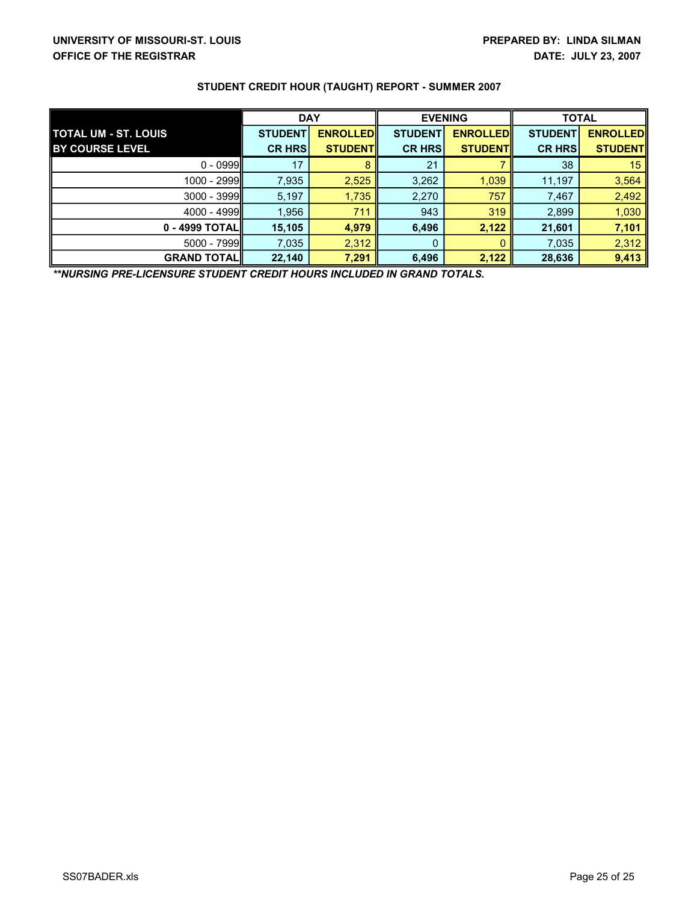**UNIVERSITY OF MISSOURI-ST. LOUIS**
**OFFICE OF THE REGISTRAR**

**PREPARED BY: LINDA SILMAN**
**DATE: JULY 23, 2007**

## STUDENT CREDIT HOUR (TAUGHT) REPORT - SUMMER 2007

| | DAY | | EVENING | | TOTAL | |
|---|---|---|---|---|---|---|
| **TOTAL UM - ST. LOUIS BY COURSE LEVEL** | **STUDENT CR HRS** | **ENROLLED STUDENT** | **STUDENT CR HRS** | **ENROLLED STUDENT** | **STUDENT CR HRS** | **ENROLLED STUDENT** |
| 0 - 0999 | 17 | 8 | 21 | 7 | 38 | 15 |
| 1000 - 2999 | 7,935 | 2,525 | 3,262 | 1,039 | 11,197 | 3,564 |
| 3000 - 3999 | 5,197 | 1,735 | 2,270 | 757 | 7,467 | 2,492 |
| 4000 - 4999 | 1,956 | 711 | 943 | 319 | 2,899 | 1,030 |
| **0 - 4999 TOTAL** | **15,105** | **4,979** | **6,496** | **2,122** | **21,601** | **7,101** |
| 5000 - 7999 | 7,035 | 2,312 | 0 | 0 | 7,035 | 2,312 |
| **GRAND TOTAL** | **22,140** | **7,291** | **6,496** | **2,122** | **28,636** | **9,413** |

***\*NURSING PRE-LICENSURE STUDENT CREDIT HOURS INCLUDED IN GRAND TOTALS.***

SS07BADER.xls